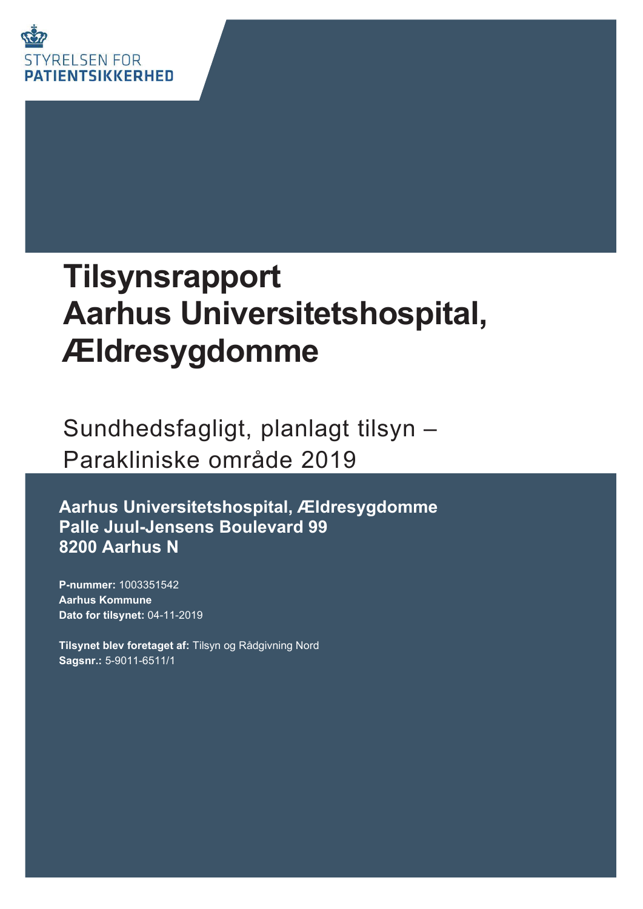STYRELSEN FOR
**PATIENTSIKKERHED**

# Tilsynsrapport Aarhus Universitetshospital, Ældresygdomme

## Sundhedsfagligt, planlagt tilsyn – Parakliniske område 2019

**Aarhus Universitetshospital, Ældresygdomme**
**Palle Juul-Jensens Boulevard 99**
**8200 Aarhus N**

**P-nummer:** 1003351542
**Aarhus Kommune**
**Dato for tilsynet:** 04-11-2019

**Tilsynet blev foretaget af:** Tilsyn og Rådgivning Nord
**Sagsnr.:** 5-9011-6511/1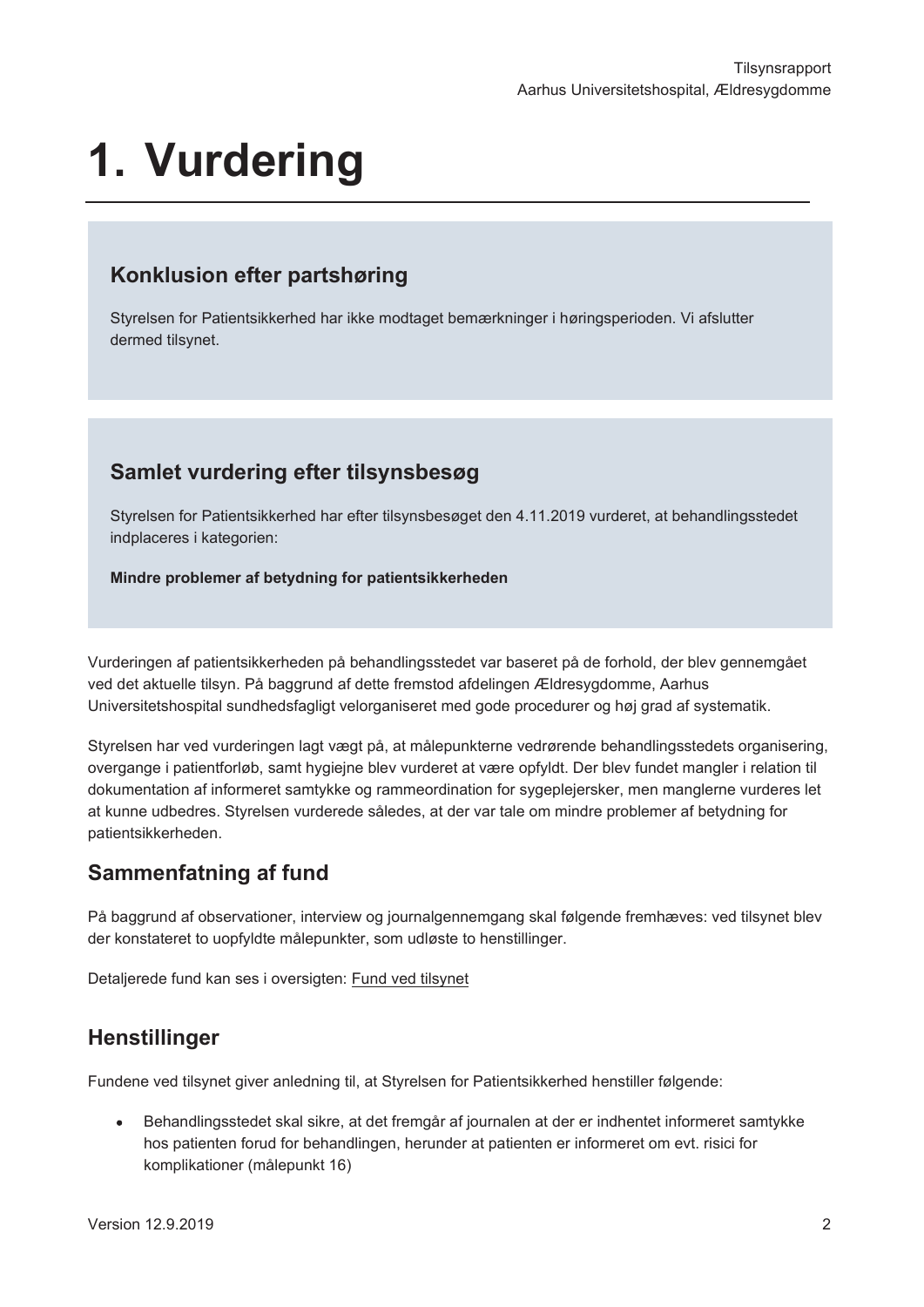# 1. Vurdering

## Konklusion efter partshøring

Styrelsen for Patientsikkerhed har ikke modtaget bemærkninger i høringsperioden. Vi afslutter dermed tilsynet.

## Samlet vurdering efter tilsynsbesøg

Styrelsen for Patientsikkerhed har efter tilsynsbesøget den 4.11.2019 vurderet, at behandlingsstedet indplaceres i kategorien:

**Mindre problemer af betydning for patientsikkerheden**

Vurderingen af patientsikkerheden på behandlingsstedet var baseret på de forhold, der blev gennemgået ved det aktuelle tilsyn. På baggrund af dette fremstod afdelingen Ældresygdomme, Aarhus Universitetshospital sundhedsfagligt velorganiseret med gode procedurer og høj grad af systematik.

Styrelsen har ved vurderingen lagt vægt på, at målepunkterne vedrørende behandlingsstedets organisering, overgange i patientforløb, samt hygiejne blev vurderet at være opfyldt. Der blev fundet mangler i relation til dokumentation af informeret samtykke og rammeordination for sygeplejersker, men manglerne vurderes let at kunne udbedres. Styrelsen vurderede således, at der var tale om mindre problemer af betydning for patientsikkerheden.

## Sammenfatning af fund

På baggrund af observationer, interview og journalgennemgang skal følgende fremhæves: ved tilsynet blev der konstateret to uopfyldte målepunkter, som udløste to henstillinger.

Detaljerede fund kan ses i oversigten: Fund ved tilsynet

## Henstillinger

Fundene ved tilsynet giver anledning til, at Styrelsen for Patientsikkerhed henstiller følgende:

- Behandlingsstedet skal sikre, at det fremgår af journalen at der er indhentet informeret samtykke hos patienten forud for behandlingen, herunder at patienten er informeret om evt. risici for komplikationer (målepunkt 16)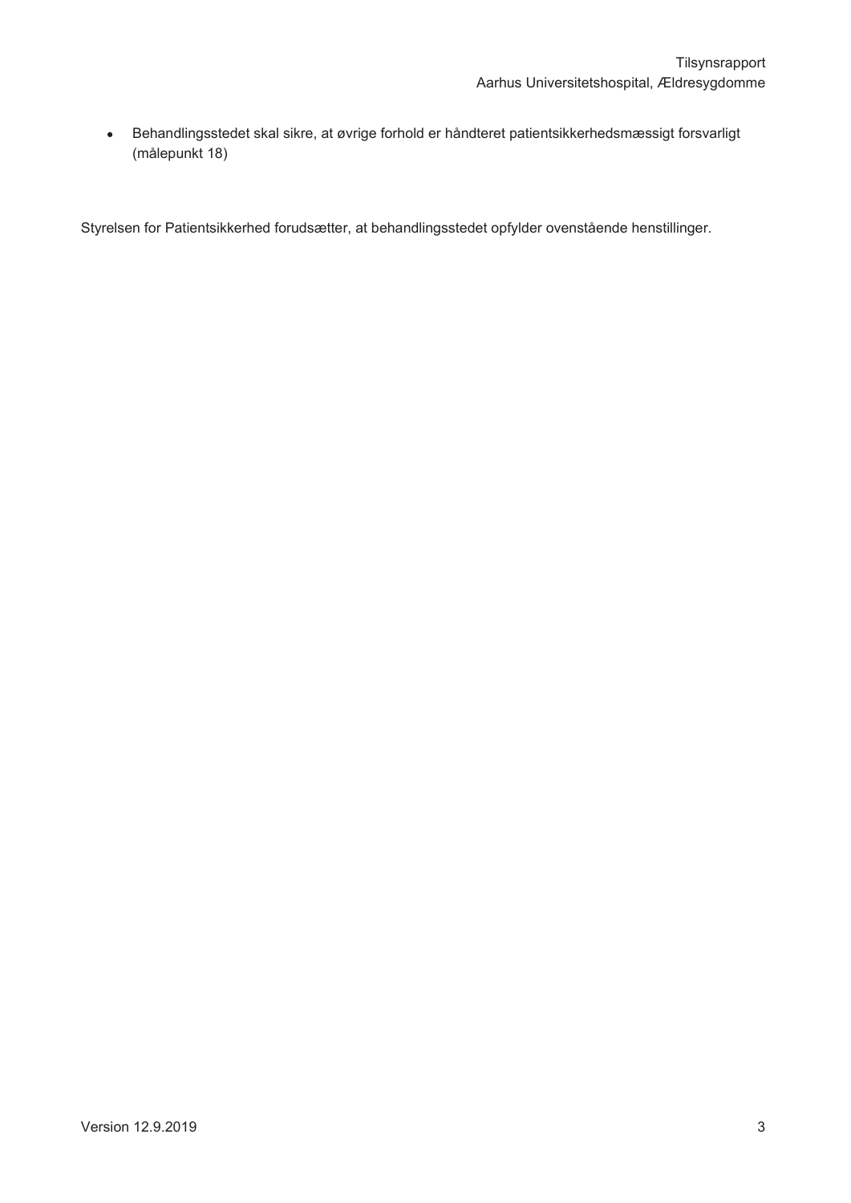- Behandlingsstedet skal sikre, at øvrige forhold er håndteret patientsikkerhedsmæssigt forsvarligt (målepunkt 18)

Styrelsen for Patientsikkerhed forudsætter, at behandlingsstedet opfylder ovenstående henstillinger.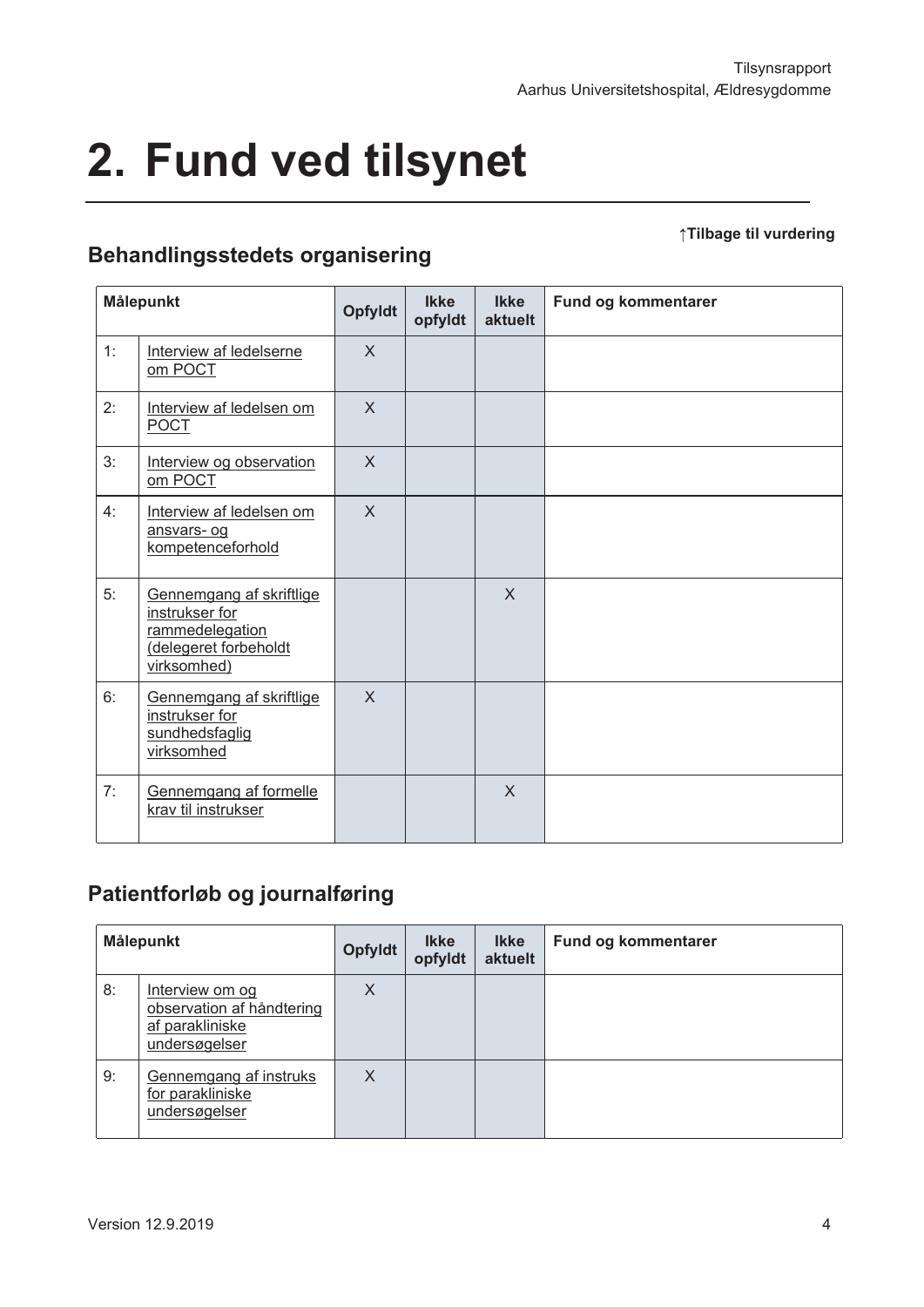# 2. Fund ved tilsynet

↑Tilbage til vurdering

## Behandlingsstedets organisering

| Målepunkt | | Opfyldt | Ikke opfyldt | Ikke aktuelt | Fund og kommentarer |
|---|---|---|---|---|---|
| 1: | Interview af ledelserne om POCT | X | | | |
| 2: | Interview af ledelsen om POCT | X | | | |
| 3: | Interview og observation om POCT | X | | | |
| 4: | Interview af ledelsen om ansvars- og kompetenceforhold | X | | | |
| 5: | Gennemgang af skriftlige instrukser for rammedelegation (delegeret forbeholdt virksomhed) | | | X | |
| 6: | Gennemgang af skriftlige instrukser for sundhedsfaglig virksomhed | X | | | |
| 7: | Gennemgang af formelle krav til instrukser | | | X | |

## Patientforløb og journalføring

| Målepunkt | | Opfyldt | Ikke opfyldt | Ikke aktuelt | Fund og kommentarer |
|---|---|---|---|---|---|
| 8: | Interview om og observation af håndtering af parakliniske undersøgelser | X | | | |
| 9: | Gennemgang af instruks for parakliniske undersøgelser | X | | | |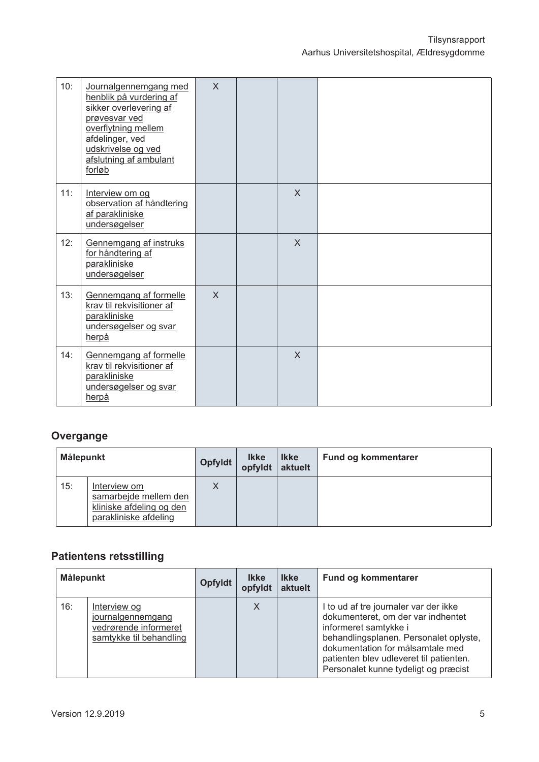| | Målepunkt | Opfyldt | Ikke opfyldt | Ikke aktuelt | Fund og kommentarer |
|---|---|---|---|---|---|
| 10: | Journalgennemgang med henblik på vurdering af sikker overlevering af prøvesvar ved overflytning mellem afdelinger, ved udskrivelse og ved afslutning af ambulant forløb | X | | | |
| 11: | Interview om og observation af håndtering af paraklinske undersøgelser | | | X | |
| 12: | Gennemgang af instruks for håndtering af paraklinske undersøgelser | | | X | |
| 13: | Gennemgang af formelle krav til rekvisitioner af paraklinske undersøgelser og svar herpå | X | | | |
| 14: | Gennemgang af formelle krav til rekvisitioner af paraklinske undersøgelser og svar herpå | | | X | |

## Overgange

| Målepunkt | | Opfyldt | Ikke opfyldt | Ikke aktuelt | Fund og kommentarer |
|---|---|---|---|---|---|
| 15: | Interview om samarbejde mellem den kliniske afdeling og den paraklinske afdeling | X | | | |

## Patientens retsstilling

| Målepunkt | | Opfyldt | Ikke opfyldt | Ikke aktuelt | Fund og kommentarer |
|---|---|---|---|---|---|
| 16: | Interview og journalgennemgang vedrørende informeret samtykke til behandling | | X | | I to ud af tre journaler var der ikke dokumenteret, om der var indhentet informeret samtykke i behandlingsplanen. Personalet oplyste, dokumentation for målsamtale med patienten blev udleveret til patienten. Personalet kunne tydeligt og præcist |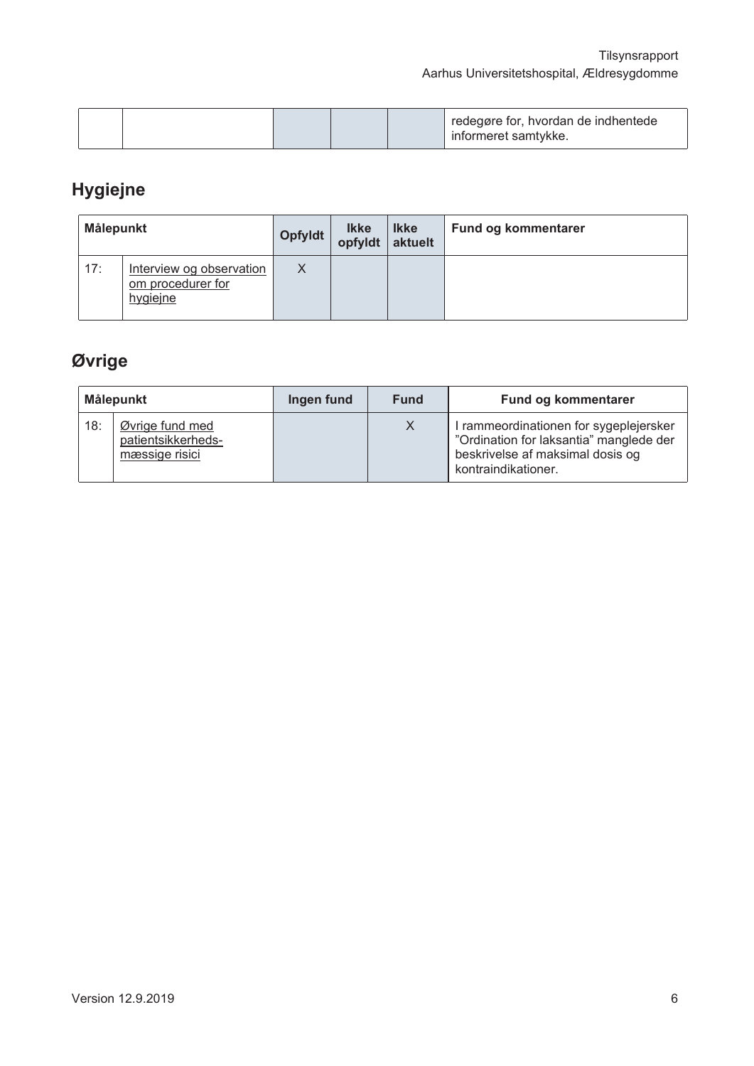| | | | | | |
|---|---|---|---|---|---|
| | | | | | redegøre for, hvordan de indhentede informeret samtykke. |

## Hygiejne

| Målepunkt | | Opfyldt | Ikke opfyldt | Ikke aktuelt | Fund og kommentarer |
|---|---|---|---|---|---|
| 17: | Interview og observation om procedurer for hygiejne | X | | | |

## Øvrige

| Målepunkt | | Ingen fund | Fund | Fund og kommentarer |
|---|---|---|---|---|
| 18: | Øvrige fund med patientsikkerheds-mæssige risici | | X | I rammeordinationen for sygeplejersker "Ordination for laksantia" manglede der beskrivelse af maksimal dosis og kontraindikationer. |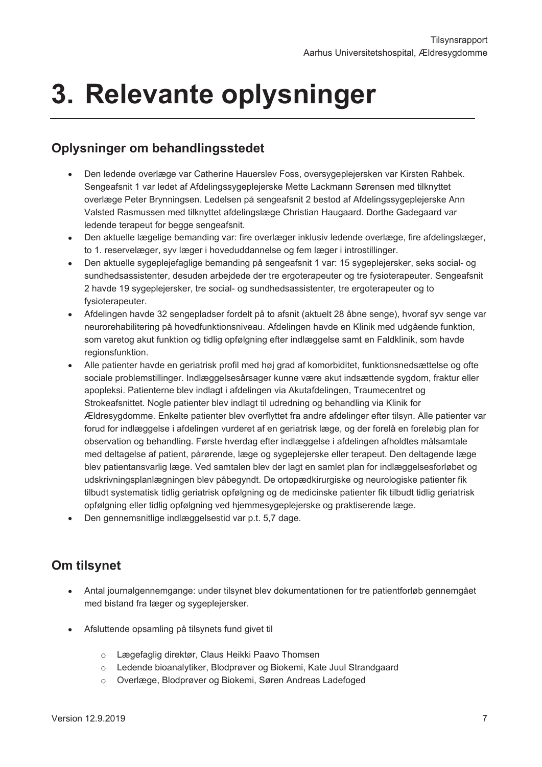# 3. Relevante oplysninger

## Oplysninger om behandlingsstedet

- Den ledende overlæge var Catherine Hauerslev Foss, oversygeplejersken var Kirsten Rahbek. Sengeafsnit 1 var ledet af Afdelingssygeplejerske Mette Lackmann Sørensen med tilknyttet overlæge Peter Brynningsen. Ledelsen på sengeafsnit 2 bestod af Afdelingssygeplejerske Ann Valsted Rasmussen med tilknyttet afdelingslæge Christian Haugaard. Dorthe Gadegaard var ledende terapeut for begge sengeafsnit.
- Den aktuelle lægelige bemanding var: fire overlæger inklusiv ledende overlæge, fire afdelingslæger, to 1. reservelæger, syv læger i hoveduddannelse og fem læger i introstillinger.
- Den aktuelle sygeplejefaglige bemanding på sengeafsnit 1 var: 15 sygeplejersker, seks social- og sundhedsassistenter, desuden arbejdede der tre ergoterapeuter og tre fysioterapeuter. Sengeafsnit 2 havde 19 sygeplejersker, tre social- og sundhedsassistenter, tre ergoterapeuter og to fysioterapeuter.
- Afdelingen havde 32 sengepladser fordelt på to afsnit (aktuelt 28 åbne senge), hvoraf syv senge var neurorehabilitering på hovedfunktionsniveau. Afdelingen havde en Klinik med udgående funktion, som varetog akut funktion og tidlig opfølgning efter indlæggelse samt en Faldklinik, som havde regionsfunktion.
- Alle patienter havde en geriatrisk profil med høj grad af komorbiditet, funktionsnedsættelse og ofte sociale problemstillinger. Indlæggelsesårsager kunne være akut indsættende sygdom, fraktur eller apopleksi. Patienterne blev indlagt i afdelingen via Akutafdelingen, Traumecentret og Strokeafsnittet. Nogle patienter blev indlagt til udredning og behandling via Klinik for Ældresygdomme. Enkelte patienter blev overflyttet fra andre afdelinger efter tilsyn. Alle patienter var forud for indlæggelse i afdelingen vurderet af en geriatrisk læge, og der forelå en foreløbig plan for observation og behandling. Første hverdag efter indlæggelse i afdelingen afholdtes målsamtale med deltagelse af patient, pårørende, læge og sygeplejerske eller terapeut. Den deltagende læge blev patientansvarlig læge. Ved samtalen blev der lagt en samlet plan for indlæggelsesforløbet og udskrivningsplanlægningen blev påbegyndt. De ortopædkirurgiske og neurologiske patienter fik tilbudt systematisk tidlig geriatrisk opfølgning og de medicinske patienter fik tilbudt tidlig geriatrisk opfølgning eller tidlig opfølgning ved hjemmesygeplejerske og praktiserende læge.
- Den gennemsnitlige indlæggelsestid var p.t. 5,7 dage.

## Om tilsynet

- Antal journalgennemgange: under tilsynet blev dokumentationen for tre patientforløb gennemgået med bistand fra læger og sygeplejersker.

- Afsluttende opsamling på tilsynets fund givet til
    - Lægefaglig direktør, Claus Heikki Paavo Thomsen
    - Ledende bioanalytiker, Blodprøver og Biokemi, Kate Juul Strandgaard
    - Overlæge, Blodprøver og Biokemi, Søren Andreas Ladefoged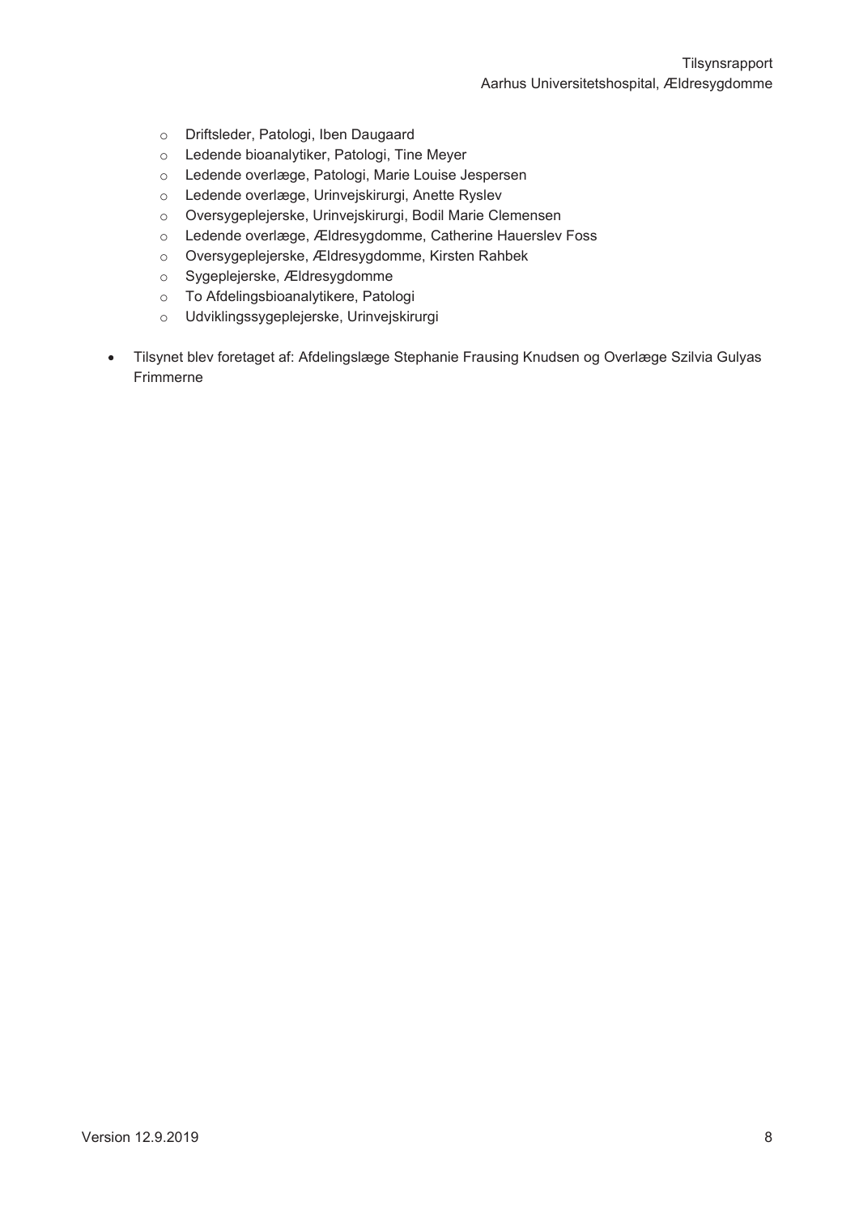- Driftsleder, Patologi, Iben Daugaard
  - Ledende bioanalytiker, Patologi, Tine Meyer
  - Ledende overlæge, Patologi, Marie Louise Jespersen
  - Ledende overlæge, Urinvejskirurgi, Anette Ryslev
  - Oversygeplejerske, Urinvejskirurgi, Bodil Marie Clemensen
  - Ledende overlæge, Ældresygdomme, Catherine Hauerslev Foss
  - Oversygeplejerske, Ældresygdomme, Kirsten Rahbek
  - Sygeplejerske, Ældresygdomme
  - To Afdelingsbioanalytikere, Patologi
  - Udviklingssygeplejerske, Urinvejskirurgi

- Tilsynet blev foretaget af: Afdelingslæge Stephanie Frausing Knudsen og Overlæge Szilvia Gulyas Frimmerne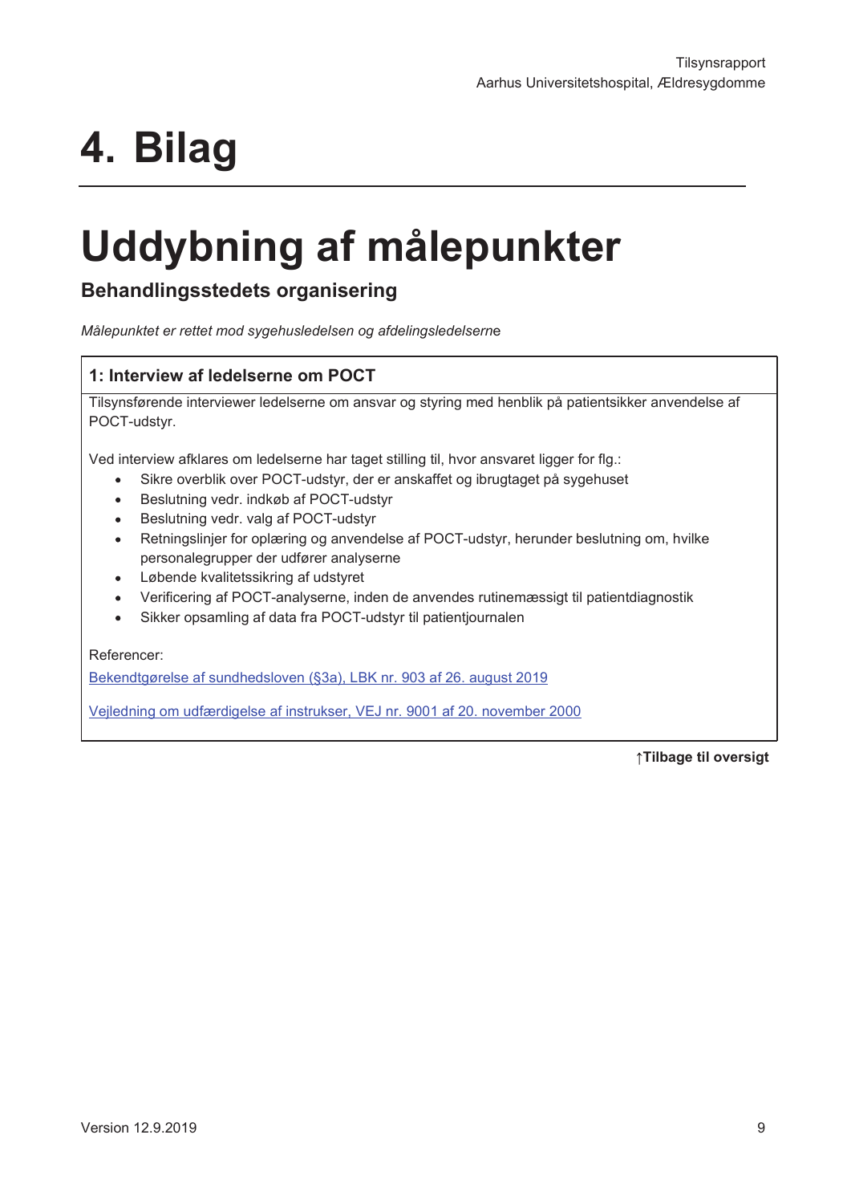# 4. Bilag

# Uddybning af målepunkter

## Behandlingsstedets organisering

*Målepunktet er rettet mod sygehusledelsen og afdelingsledelserne*

### 1: Interview af ledelserne om POCT

Tilsynsførende interviewer ledelserne om ansvar og styring med henblik på patientsikker anvendelse af POCT-udstyr.

Ved interview afklares om ledelserne har taget stilling til, hvor ansvaret ligger for flg.:

- Sikre overblik over POCT-udstyr, der er anskaffet og ibrugtaget på sygehuset
- Beslutning vedr. indkøb af POCT-udstyr
- Beslutning vedr. valg af POCT-udstyr
- Retningslinjer for oplæring og anvendelse af POCT-udstyr, herunder beslutning om, hvilke personalegrupper der udfører analyserne
- Løbende kvalitetssikring af udstyret
- Verificering af POCT-analyserne, inden de anvendes rutinemæssigt til patientdiagnostik
- Sikker opsamling af data fra POCT-udstyr til patientjournalen

Referencer:

Bekendtgørelse af sundhedsloven (§3a), LBK nr. 903 af 26. august 2019

Vejledning om udfærdigelse af instrukser, VEJ nr. 9001 af 20. november 2000

**↑Tilbage til oversigt**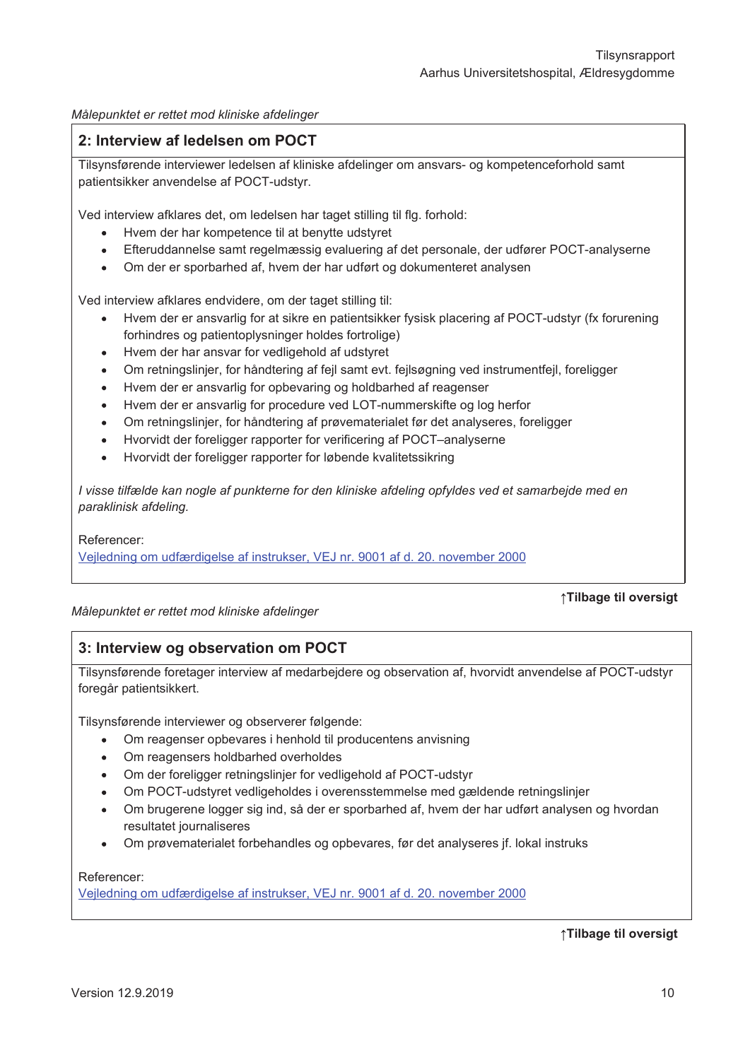*Målepunktet er rettet mod kliniske afdelinger*

## 2: Interview af ledelsen om POCT

Tilsynsførende interviewer ledelsen af kliniske afdelinger om ansvars- og kompetenceforhold samt patientsikker anvendelse af POCT-udstyr.

Ved interview afklares det, om ledelsen har taget stilling til flg. forhold:

- Hvem der har kompetence til at benytte udstyret
- Efteruddannelse samt regelmæssig evaluering af det personale, der udfører POCT-analyserne
- Om der er sporbarhed af, hvem der har udført og dokumenteret analysen

Ved interview afklares endvidere, om der taget stilling til:

- Hvem der er ansvarlig for at sikre en patientsikker fysisk placering af POCT-udstyr (fx forurening forhindres og patientoplysninger holdes fortrolige)
- Hvem der har ansvar for vedligehold af udstyret
- Om retningslinjer, for håndtering af fejl samt evt. fejlsøgning ved instrumentfejl, foreligger
- Hvem der er ansvarlig for opbevaring og holdbarhed af reagenser
- Hvem der er ansvarlig for procedure ved LOT-nummerskifte og log herfor
- Om retningslinjer, for håndtering af prøvematerialet før det analyseres, foreligger
- Hvorvidt der foreligger rapporter for verificering af POCT–analyserne
- Hvorvidt der foreligger rapporter for løbende kvalitetssikring

*I visse tilfælde kan nogle af punkterne for den kliniske afdeling opfyldes ved et samarbejde med en paraklinisk afdeling.*

Referencer:
Vejledning om udfærdigelse af instrukser, VEJ nr. 9001 af d. 20. november 2000

**↑Tilbage til oversigt**

*Målepunktet er rettet mod kliniske afdelinger*

## 3: Interview og observation om POCT

Tilsynsførende foretager interview af medarbejdere og observation af, hvorvidt anvendelse af POCT-udstyr foregår patientsikkert.

Tilsynsførende interviewer og observerer følgende:

- Om reagenser opbevares i henhold til producentens anvisning
- Om reagensers holdbarhed overholdes
- Om der foreligger retningslinjer for vedligehold af POCT-udstyr
- Om POCT-udstyret vedligeholdes i overensstemmelse med gældende retningslinjer
- Om brugerene logger sig ind, så der er sporbarhed af, hvem der har udført analysen og hvordan resultatet journaliseres
- Om prøvematerialet forbehandles og opbevares, før det analyseres jf. lokal instruks

Referencer:
Vejledning om udfærdigelse af instrukser, VEJ nr. 9001 af d. 20. november 2000

**↑Tilbage til oversigt**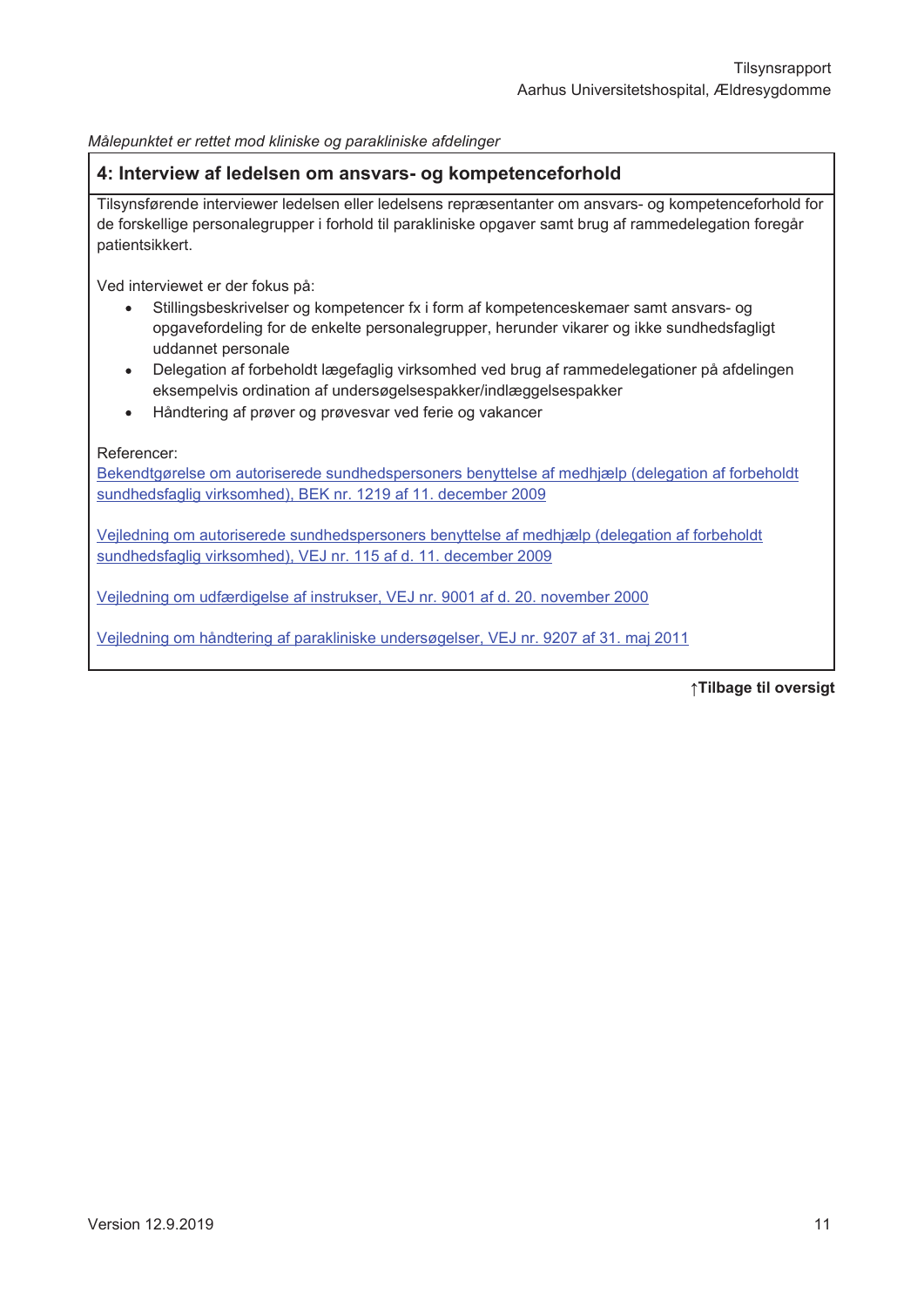*Målepunktet er rettet mod kliniske og parakliniske afdelinger*

## 4: Interview af ledelsen om ansvars- og kompetenceforhold

Tilsynsførende interviewer ledelsen eller ledelsens repræsentanter om ansvars- og kompetenceforhold for de forskellige personalegrupper i forhold til parakliniske opgaver samt brug af rammedelegation foregår patientsikkert.

Ved interviewet er der fokus på:

- Stillingsbeskrivelser og kompetencer fx i form af kompetenceskemaer samt ansvars- og opgavefordeling for de enkelte personalegrupper, herunder vikarer og ikke sundhedsfagligt uddannet personale
- Delegation af forbeholdt lægefaglig virksomhed ved brug af rammedelegationer på afdelingen eksempelvis ordination af undersøgelsespakker/indlæggelsespakker
- Håndtering af prøver og prøvesvar ved ferie og vakancer

Referencer:

Bekendtgørelse om autoriserede sundhedspersoners benyttelse af medhjælp (delegation af forbeholdt sundhedsfaglig virksomhed), BEK nr. 1219 af 11. december 2009

Vejledning om autoriserede sundhedspersoners benyttelse af medhjælp (delegation af forbeholdt sundhedsfaglig virksomhed), VEJ nr. 115 af d. 11. december 2009

Vejledning om udfærdigelse af instrukser, VEJ nr. 9001 af d. 20. november 2000

Vejledning om håndtering af parakliniske undersøgelser, VEJ nr. 9207 af 31. maj 2011

**↑Tilbage til oversigt**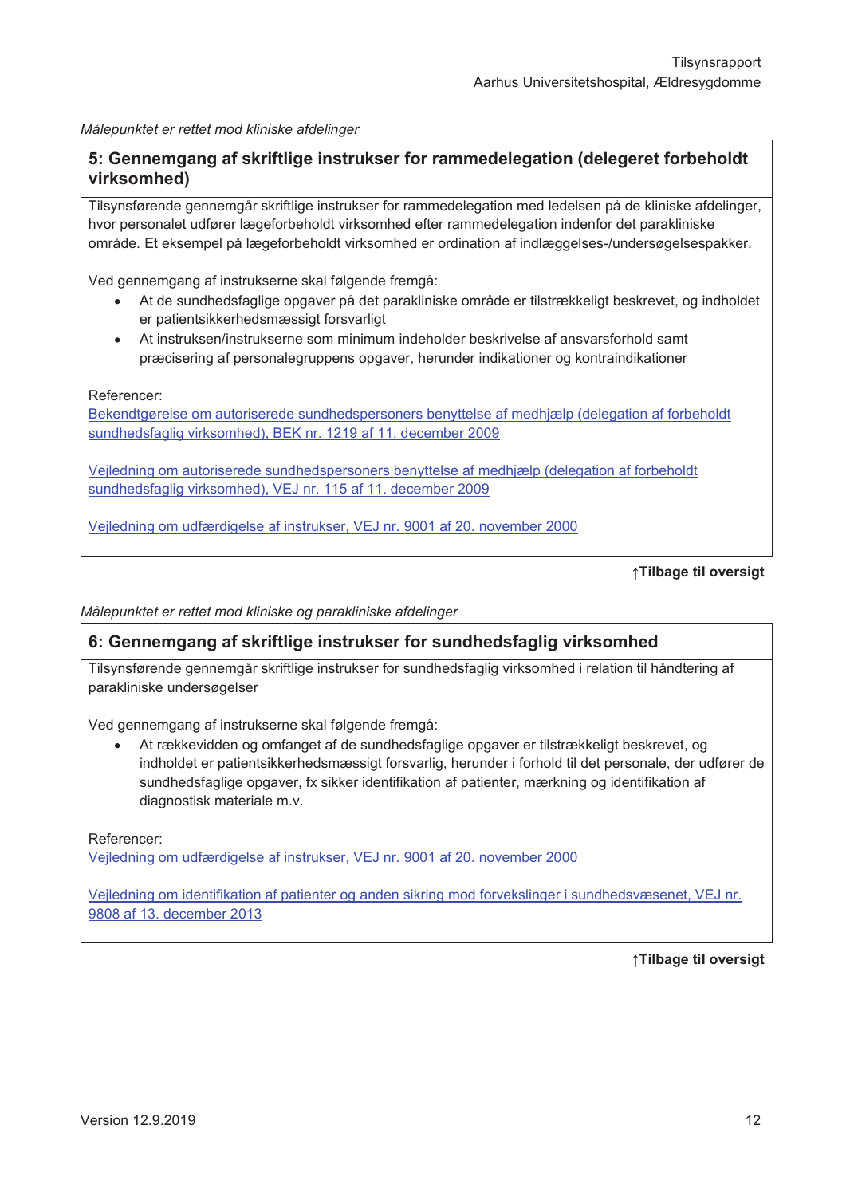*Målepunktet er rettet mod kliniske afdelinger*

## 5: Gennemgang af skriftlige instrukser for rammedelegation (delegeret forbeholdt virksomhed)

Tilsynsførende gennemgår skriftlige instrukser for rammedelegation med ledelsen på de kliniske afdelinger, hvor personalet udfører lægeforbeholdt virksomhed efter rammedelegation indenfor det parakliniske område. Et eksempel på lægeforbeholdt virksomhed er ordination af indlæggelses-/undersøgelsespakker.

Ved gennemgang af instrukserne skal følgende fremgå:

- At de sundhedsfaglige opgaver på det parakliniske område er tilstrækkeligt beskrevet, og indholdet er patientsikkerhedsmæssigt forsvarligt
- At instruksen/instrukserne som minimum indeholder beskrivelse af ansvarsforhold samt præcisering af personalegruppens opgaver, herunder indikationer og kontraindikationer

Referencer:

Bekendtgørelse om autoriserede sundhedspersoners benyttelse af medhjælp (delegation af forbeholdt sundhedsfaglig virksomhed), BEK nr. 1219 af 11. december 2009

Vejledning om autoriserede sundhedspersoners benyttelse af medhjælp (delegation af forbeholdt sundhedsfaglig virksomhed), VEJ nr. 115 af 11. december 2009

Vejledning om udfærdigelse af instrukser, VEJ nr. 9001 af 20. november 2000

**↑Tilbage til oversigt**

*Målepunktet er rettet mod kliniske og paraklinske afdelinger*

## 6: Gennemgang af skriftlige instrukser for sundhedsfaglig virksomhed

Tilsynsførende gennemgår skriftlige instrukser for sundhedsfaglig virksomhed i relation til håndtering af parakliniske undersøgelser

Ved gennemgang af instrukserne skal følgende fremgå:

- At rækkevidden og omfanget af de sundhedsfaglige opgaver er tilstrækkeligt beskrevet, og indholdet er patientsikkerhedsmæssigt forsvarlig, herunder i forhold til det personale, der udfører de sundhedsfaglige opgaver, fx sikker identifikation af patienter, mærkning og identifikation af diagnostisk materiale m.v.

Referencer:

Vejledning om udfærdigelse af instrukser, VEJ nr. 9001 af 20. november 2000

Vejledning om identifikation af patienter og anden sikring mod forvekslinger i sundhedsvæsenet, VEJ nr. 9808 af 13. december 2013

**↑Tilbage til oversigt**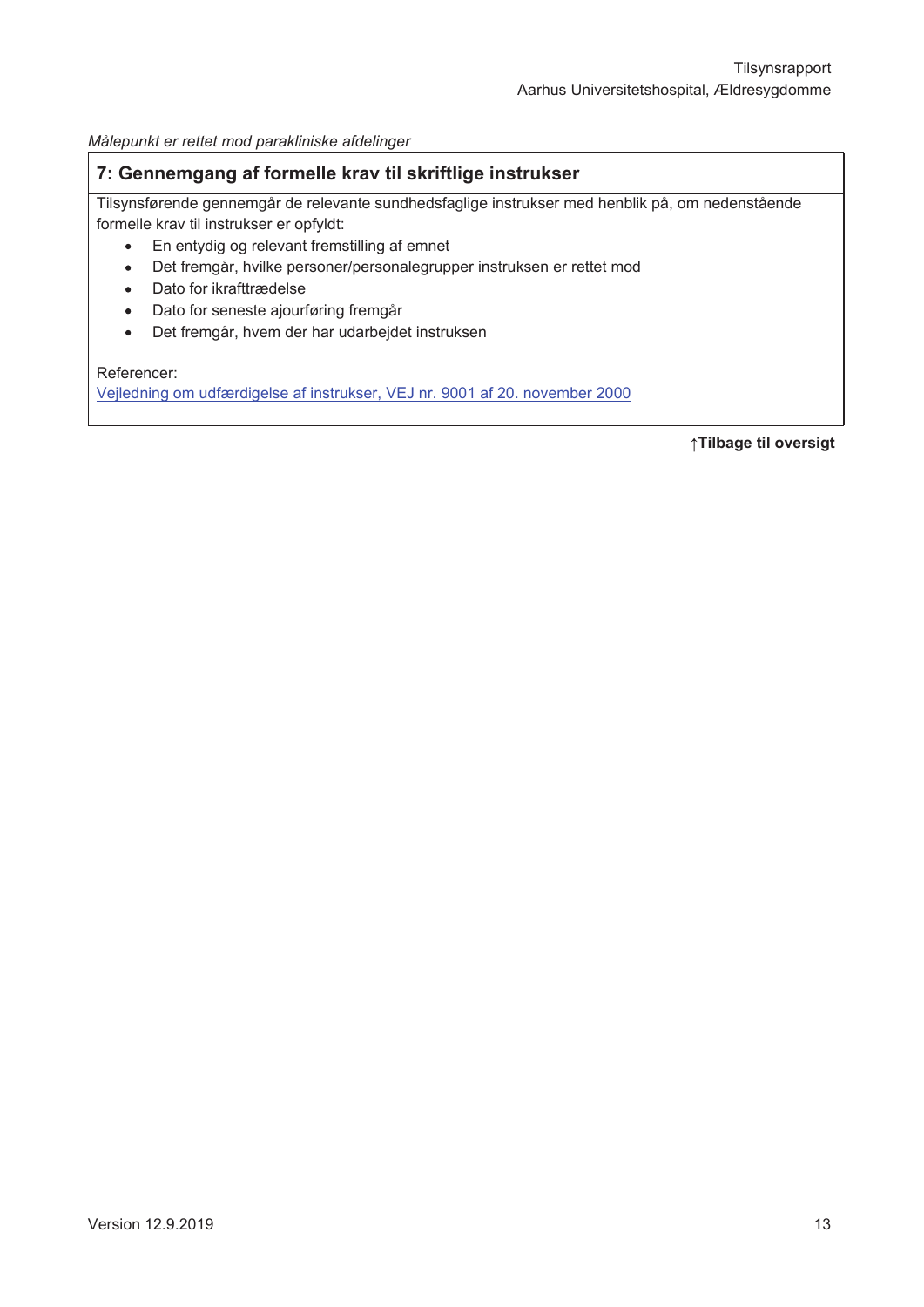*Målepunkt er rettet mod parakliniske afdelinger*

## 7: Gennemgang af formelle krav til skriftlige instrukser

Tilsynsførende gennemgår de relevante sundhedsfaglige instrukser med henblik på, om nedenstående formelle krav til instrukser er opfyldt:

- En entydig og relevant fremstilling af emnet
- Det fremgår, hvilke personer/personalegrupper instruksen er rettet mod
- Dato for ikrafttrædelse
- Dato for seneste ajourføring fremgår
- Det fremgår, hvem der har udarbejdet instruksen

Referencer:
Vejledning om udfærdigelse af instrukser, VEJ nr. 9001 af 20. november 2000

**↑Tilbage til oversigt**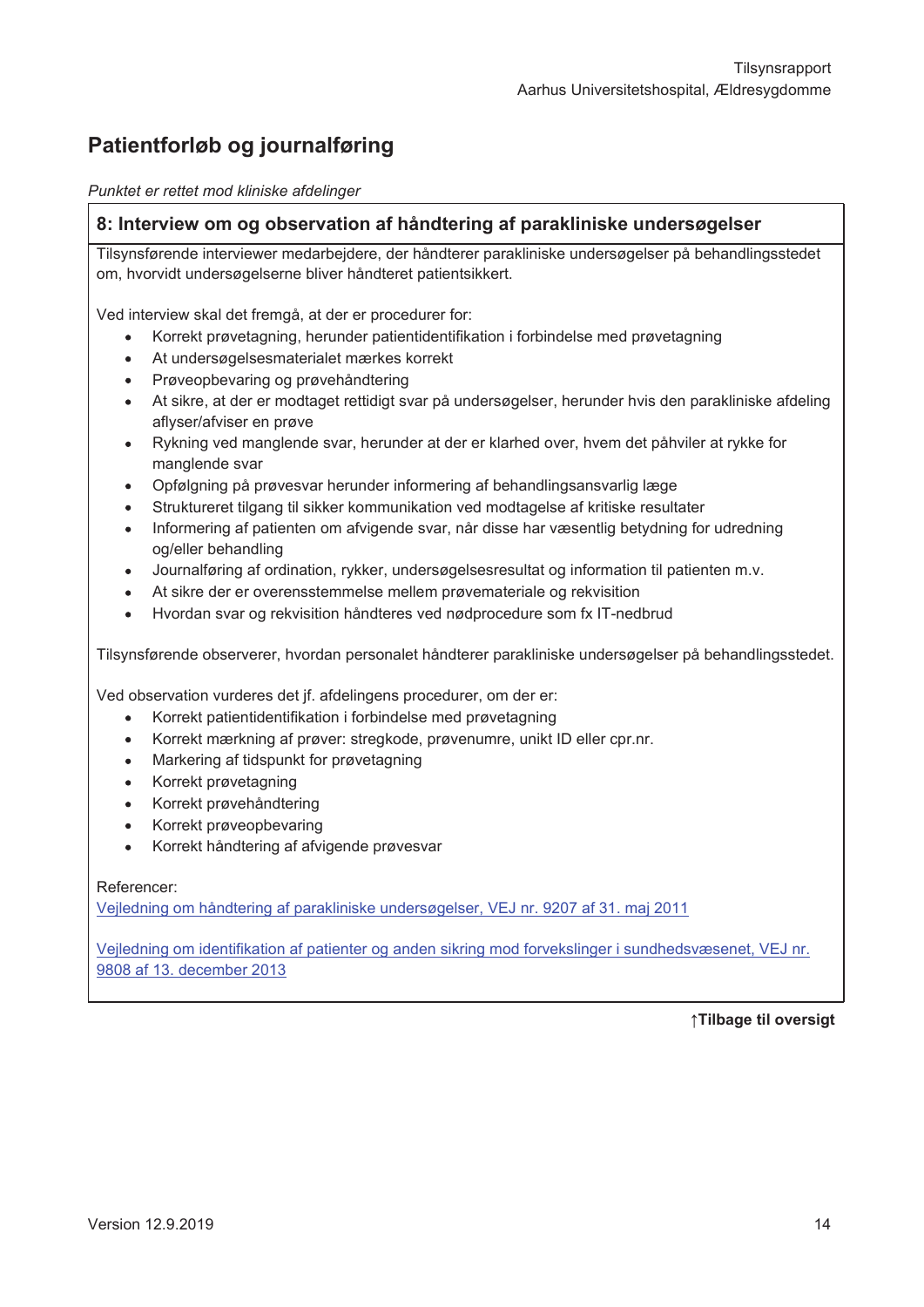## Patientforløb og journalføring

*Punktet er rettet mod kliniske afdelinger*

### 8: Interview om og observation af håndtering af parakliniske undersøgelser

Tilsynsførende interviewer medarbejdere, der håndterer paraklinske undersøgelser på behandlingsstedet om, hvorvidt undersøgelserne bliver håndteret patientsikkert.

Ved interview skal det fremgå, at der er procedurer for:

- Korrekt prøvetagning, herunder patientidentifikation i forbindelse med prøvetagning
- At undersøgelsesmaterialet mærkes korrekt
- Prøveopbevaring og prøvehåndtering
- At sikre, at der er modtaget rettidigt svar på undersøgelser, herunder hvis den paraklinske afdeling aflyser/afviser en prøve
- Rykning ved manglende svar, herunder at der er klarhed over, hvem det påhviler at rykke for manglende svar
- Opfølgning på prøvesvar herunder informering af behandlingsansvarlig læge
- Struktureret tilgang til sikker kommunikation ved modtagelse af kritiske resultater
- Informering af patienten om afvigende svar, når disse har væsentlig betydning for udredning og/eller behandling
- Journalføring af ordination, rykker, undersøgelsesresultat og information til patienten m.v.
- At sikre der er overensstemmelse mellem prøvemateriale og rekvisition
- Hvordan svar og rekvisition håndteres ved nødprocedure som fx IT-nedbrud

Tilsynsførende observerer, hvordan personalet håndterer paraklinske undersøgelser på behandlingsstedet.

Ved observation vurderes det jf. afdelingens procedurer, om der er:

- Korrekt patientidentifikation i forbindelse med prøvetagning
- Korrekt mærkning af prøver: stregkode, prøvenumre, unikt ID eller cpr.nr.
- Markering af tidspunkt for prøvetagning
- Korrekt prøvetagning
- Korrekt prøvehåndtering
- Korrekt prøveopbevaring
- Korrekt håndtering af afvigende prøvesvar

Referencer:

Vejledning om håndtering af paraklinske undersøgelser, VEJ nr. 9207 af 31. maj 2011

Vejledning om identifikation af patienter og anden sikring mod forvekslinger i sundhedsvæsenet, VEJ nr. 9808 af 13. december 2013

**↑Tilbage til oversigt**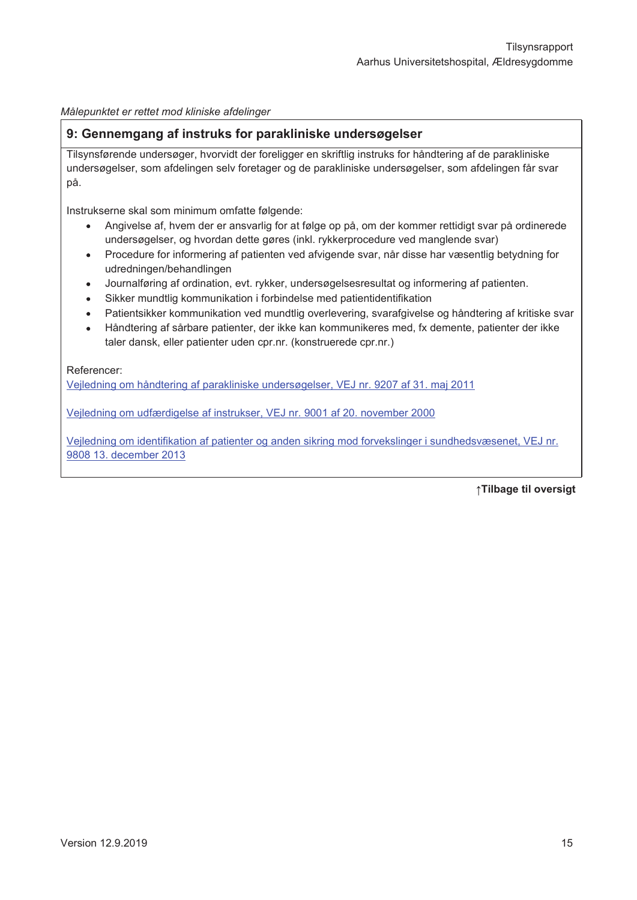*Målepunktet er rettet mod kliniske afdelinger*

## 9: Gennemgang af instruks for parakliniske undersøgelser

Tilsynsførende undersøger, hvorvidt der foreligger en skriftlig instruks for håndtering af de parakliniske undersøgelser, som afdelingen selv foretager og de parakliniske undersøgelser, som afdelingen får svar på.

Instrukserne skal som minimum omfatte følgende:

- Angivelse af, hvem der er ansvarlig for at følge op på, om der kommer rettidigt svar på ordinerede undersøgelser, og hvordan dette gøres (inkl. rykkerprocedure ved manglende svar)
- Procedure for informering af patienten ved afvigende svar, når disse har væsentlig betydning for udredningen/behandlingen
- Journalføring af ordination, evt. rykker, undersøgelsesresultat og informering af patienten.
- Sikker mundtlig kommunikation i forbindelse med patientidentifikation
- Patientsikker kommunikation ved mundtlig overlevering, svarafgivelse og håndtering af kritiske svar
- Håndtering af sårbare patienter, der ikke kan kommunikeres med, fx demente, patienter der ikke taler dansk, eller patienter uden cpr.nr. (konstruerede cpr.nr.)

Referencer:

Vejledning om håndtering af parakliniske undersøgelser, VEJ nr. 9207 af 31. maj 2011

Vejledning om udfærdigelse af instrukser, VEJ nr. 9001 af 20. november 2000

Vejledning om identifikation af patienter og anden sikring mod forvekslinger i sundhedsvæsenet, VEJ nr. 9808 13. december 2013

**↑Tilbage til oversigt**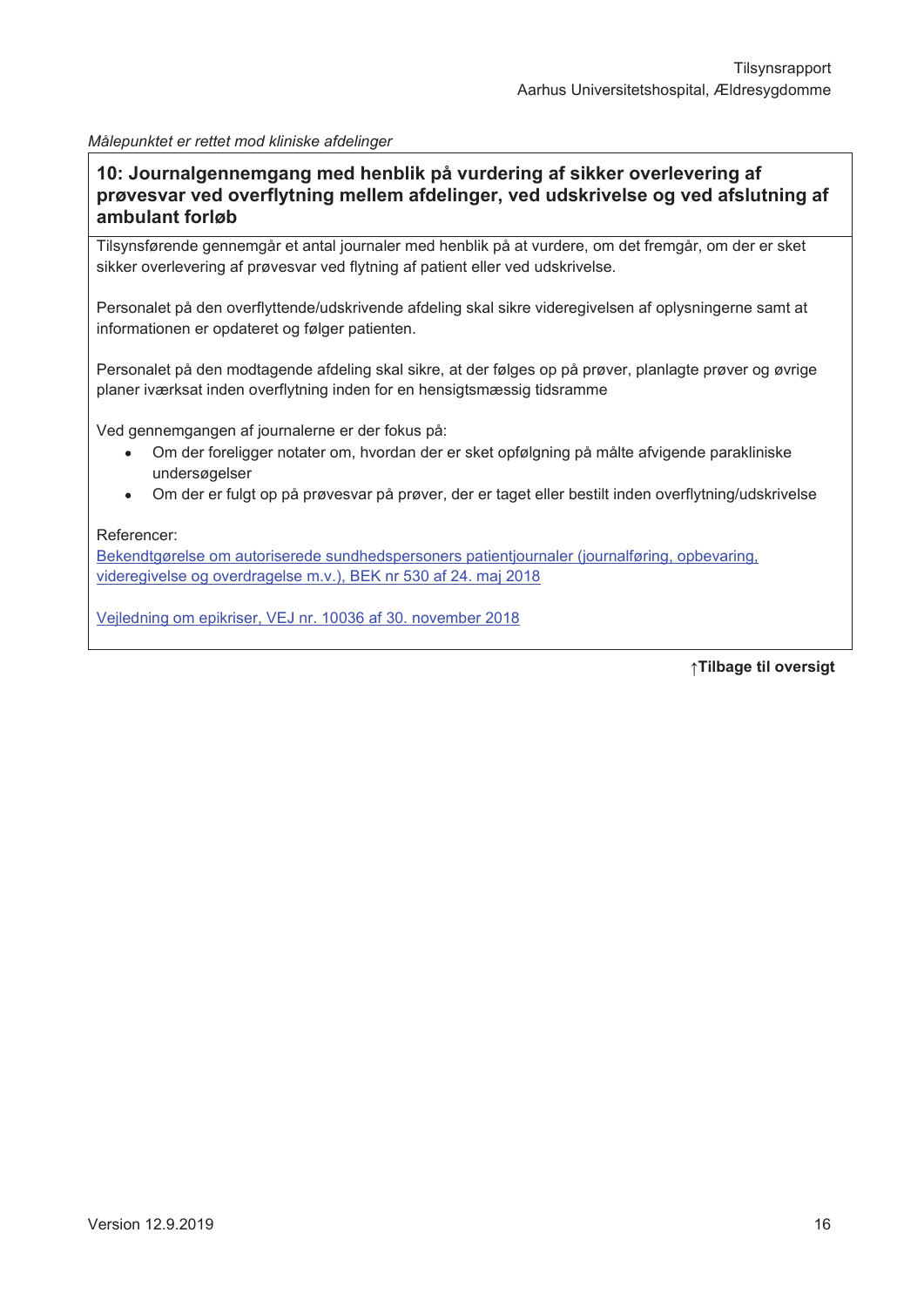*Målepunktet er rettet mod kliniske afdelinger*

## 10: Journalgennemgang med henblik på vurdering af sikker overlevering af prøvesvar ved overflytning mellem afdelinger, ved udskrivelse og ved afslutning af ambulant forløb

Tilsynsførende gennemgår et antal journaler med henblik på at vurdere, om det fremgår, om der er sket sikker overlevering af prøvesvar ved flytning af patient eller ved udskrivelse.

Personalet på den overflyttende/udskrivende afdeling skal sikre videregivelsen af oplysningerne samt at informationen er opdateret og følger patienten.

Personalet på den modtagende afdeling skal sikre, at der følges op på prøver, planlagte prøver og øvrige planer iværksat inden overflytning inden for en hensigtsmæssig tidsramme

Ved gennemgangen af journalerne er der fokus på:

- Om der foreligger notater om, hvordan der er sket opfølgning på målte afvigende parakliniske undersøgelser
- Om der er fulgt op på prøvesvar på prøver, der er taget eller bestilt inden overflytning/udskrivelse

Referencer:

Bekendtgørelse om autoriserede sundhedspersoners patientjournaler (journalføring, opbevaring, videregivelse og overdragelse m.v.), BEK nr 530 af 24. maj 2018

Vejledning om epikriser, VEJ nr. 10036 af 30. november 2018

**↑Tilbage til oversigt**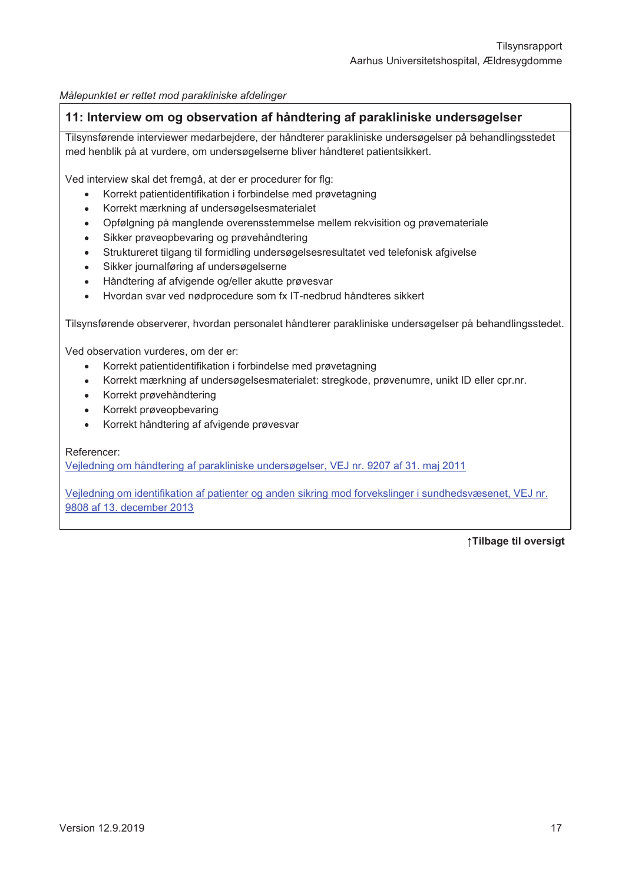*Målepunktet er rettet mod paraklinske afdelinger*

## 11: Interview om og observation af håndtering af paraklinske undersøgelser

Tilsynsførende interviewer medarbejdere, der håndterer paraklinske undersøgelser på behandlingsstedet med henblik på at vurdere, om undersøgelserne bliver håndteret patientsikkert.

Ved interview skal det fremgå, at der er procedurer for flg:

- Korrekt patientidentifikation i forbindelse med prøvetagning
- Korrekt mærkning af undersøgelsesmaterialet
- Opfølgning på manglende overensstemmelse mellem rekvisition og prøvemateriale
- Sikker prøveopbevaring og prøvehåndtering
- Struktureret tilgang til formidling undersøgelsesresultatet ved telefonisk afgivelse
- Sikker journalføring af undersøgelserne
- Håndtering af afvigende og/eller akutte prøvesvar
- Hvordan svar ved nødprocedure som fx IT-nedbrud håndteres sikkert

Tilsynsførende observerer, hvordan personalet håndterer paraklinske undersøgelser på behandlingsstedet.

Ved observation vurderes, om der er:

- Korrekt patientidentifikation i forbindelse med prøvetagning
- Korrekt mærkning af undersøgelsesmaterialet: stregkode, prøvenumre, unikt ID eller cpr.nr.
- Korrekt prøvehåndtering
- Korrekt prøveopbevaring
- Korrekt håndtering af afvigende prøvesvar

Referencer:
Vejledning om håndtering af paraklinske undersøgelser, VEJ nr. 9207 af 31. maj 2011

Vejledning om identifikation af patienter og anden sikring mod forvekslinger i sundhedsvæsenet, VEJ nr. 9808 af 13. december 2013

**↑Tilbage til oversigt**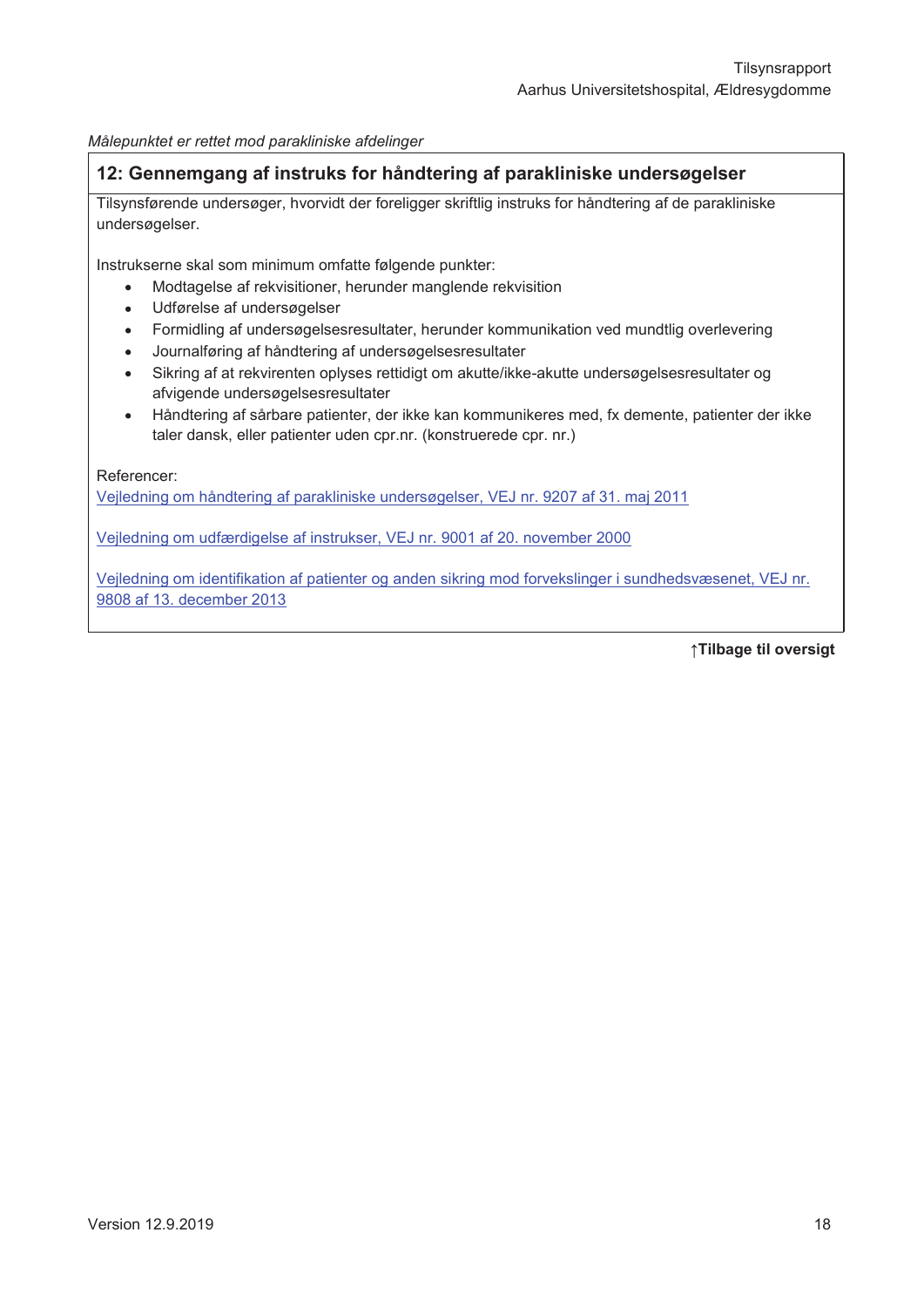*Målepunktet er rettet mod parakliniske afdelinger*

## 12: Gennemgang af instruks for håndtering af parakliniske undersøgelser

Tilsynsførende undersøger, hvorvidt der foreligger skriftlig instruks for håndtering af de parakliniske undersøgelser.

Instrukserne skal som minimum omfatte følgende punkter:

- Modtagelse af rekvisitioner, herunder manglende rekvisition
- Udførelse af undersøgelser
- Formidling af undersøgelsesresultater, herunder kommunikation ved mundtlig overlevering
- Journalføring af håndtering af undersøgelsesresultater
- Sikring af at rekvirenten oplyses rettidigt om akutte/ikke-akutte undersøgelsesresultater og afvigende undersøgelsesresultater
- Håndtering af sårbare patienter, der ikke kan kommunikeres med, fx demente, patienter der ikke taler dansk, eller patienter uden cpr.nr. (konstruerede cpr. nr.)

Referencer:

Vejledning om håndtering af parakliniske undersøgelser, VEJ nr. 9207 af 31. maj 2011

Vejledning om udfærdigelse af instrukser, VEJ nr. 9001 af 20. november 2000

Vejledning om identifikation af patienter og anden sikring mod forvekslinger i sundhedsvæsenet, VEJ nr. 9808 af 13. december 2013

**↑Tilbage til oversigt**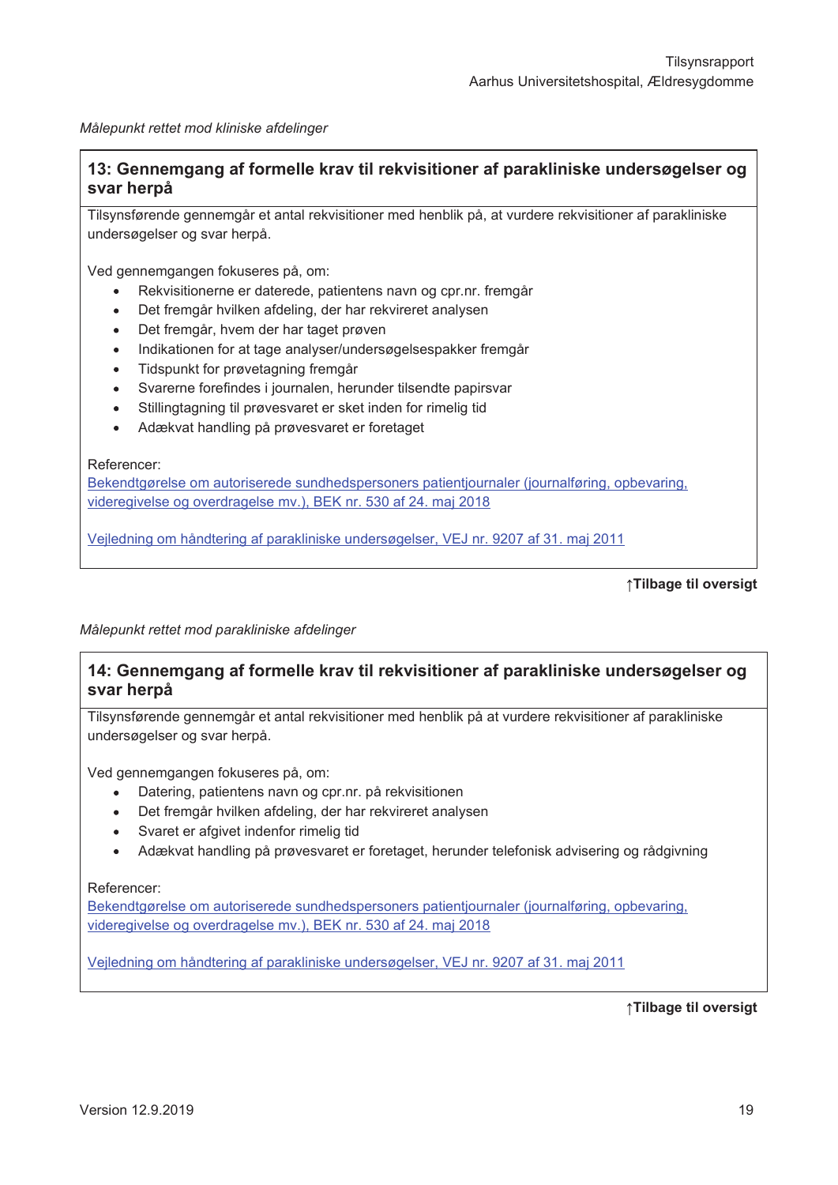*Målepunkt rettet mod kliniske afdelinger*

### 13: Gennemgang af formelle krav til rekvisitioner af parakliniske undersøgelser og svar herpå

Tilsynsførende gennemgår et antal rekvisitioner med henblik på, at vurdere rekvisitioner af parakliniske undersøgelser og svar herpå.

Ved gennemgangen fokuseres på, om:

- Rekvisitionerne er daterede, patientens navn og cpr.nr. fremgår
- Det fremgår hvilken afdeling, der har rekvireret analysen
- Det fremgår, hvem der har taget prøven
- Indikationen for at tage analyser/undersøgelsespakker fremgår
- Tidspunkt for prøvetagning fremgår
- Svarerne forefindes i journalen, herunder tilsendte papirsvar
- Stillingtagning til prøvesvaret er sket inden for rimelig tid
- Adækvat handling på prøvesvaret er foretaget

Referencer:
Bekendtgørelse om autoriserede sundhedspersoners patientjournaler (journalføring, opbevaring, videregivelse og overdragelse mv.), BEK nr. 530 af 24. maj 2018

Vejledning om håndtering af paraklinske undersøgelser, VEJ nr. 9207 af 31. maj 2011

**↑Tilbage til oversigt**

*Målepunkt rettet mod paraklinske afdelinger*

### 14: Gennemgang af formelle krav til rekvisitioner af paraklinske undersøgelser og svar herpå

Tilsynsførende gennemgår et antal rekvisitioner med henblik på at vurdere rekvisitioner af paraklinske undersøgelser og svar herpå.

Ved gennemgangen fokuseres på, om:

- Datering, patientens navn og cpr.nr. på rekvisitionen
- Det fremgår hvilken afdeling, der har rekvireret analysen
- Svaret er afgivet indenfor rimelig tid
- Adækvat handling på prøvesvaret er foretaget, herunder telefonisk advisering og rådgivning

Referencer:
Bekendtgørelse om autoriserede sundhedspersoners patientjournaler (journalføring, opbevaring, videregivelse og overdragelse mv.), BEK nr. 530 af 24. maj 2018

Vejledning om håndtering af paraklinske undersøgelser, VEJ nr. 9207 af 31. maj 2011

**↑Tilbage til oversigt**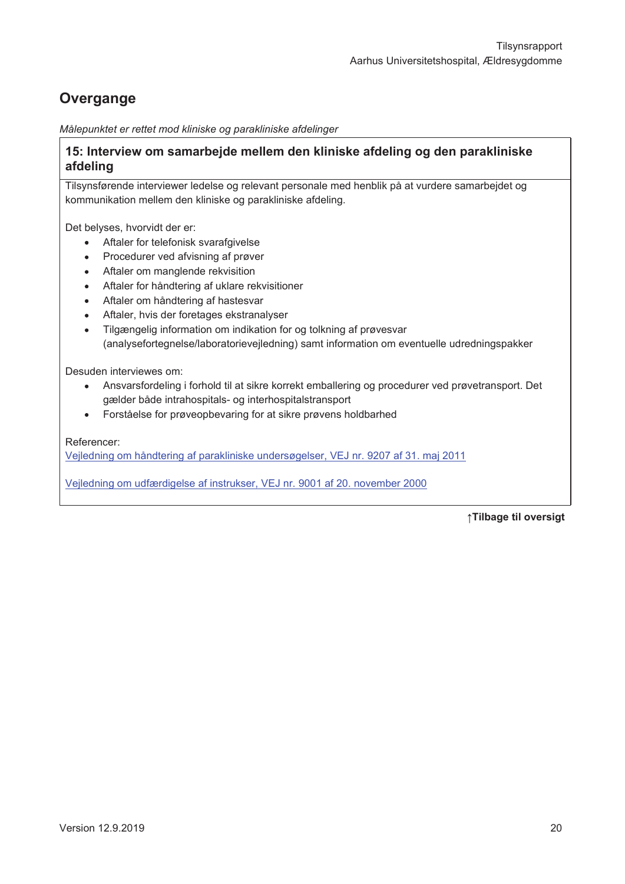## Overgange

*Målepunktet er rettet mod kliniske og parakliniske afdelinger*

### 15: Interview om samarbejde mellem den kliniske afdeling og den parakliniske afdeling

Tilsynsførende interviewer ledelse og relevant personale med henblik på at vurdere samarbejdet og kommunikation mellem den kliniske og parakliniske afdeling.

Det belyses, hvorvidt der er:

- Aftaler for telefonisk svarafgivelse
- Procedurer ved afvisning af prøver
- Aftaler om manglende rekvisition
- Aftaler for håndtering af uklare rekvisitioner
- Aftaler om håndtering af hastesvar
- Aftaler, hvis der foretages ekstranalyser
- Tilgængelig information om indikation for og tolkning af prøvesvar (analysefortegnelse/laboratorievejledning) samt information om eventuelle udredningspakker

Desuden interviewes om:

- Ansvarsfordeling i forhold til at sikre korrekt emballering og procedurer ved prøvetransport. Det gælder både intrahospitals- og interhospitalstransport
- Forståelse for prøveopbevaring for at sikre prøvens holdbarhed

Referencer:

Vejledning om håndtering af parakliniske undersøgelser, VEJ nr. 9207 af 31. maj 2011

Vejledning om udfærdigelse af instrukser, VEJ nr. 9001 af 20. november 2000

**↑Tilbage til oversigt**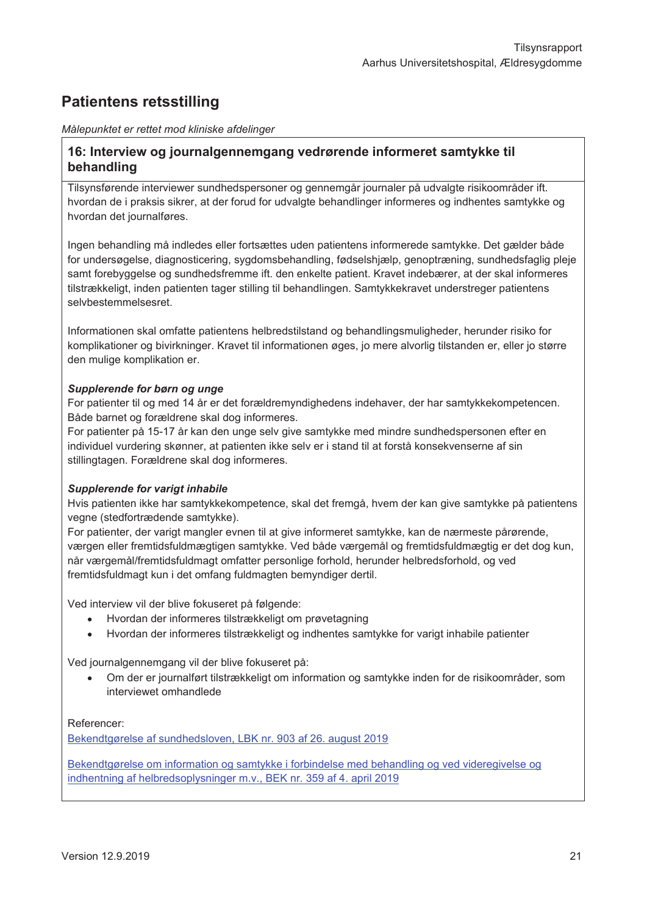## Patientens retsstilling

*Målepunktet er rettet mod kliniske afdelinger*

### 16: Interview og journalgennemgang vedrørende informeret samtykke til behandling

Tilsynsførende interviewer sundhedspersoner og gennemgår journaler på udvalgte risikoområder ift. hvordan de i praksis sikrer, at der forud for udvalgte behandlinger informeres og indhentes samtykke og hvordan det journalføres.

Ingen behandling må indledes eller fortsættes uden patientens informerede samtykke. Det gælder både for undersøgelse, diagnosticering, sygdomsbehandling, fødselshjælp, genoptræning, sundhedsfaglig pleje samt forebyggelse og sundhedsfremme ift. den enkelte patient. Kravet indebærer, at der skal informeres tilstrækkeligt, inden patienten tager stilling til behandlingen. Samtykkekravet understreger patientens selvbestemmelsesret.

Informationen skal omfatte patientens helbredstilstand og behandlingsmuligheder, herunder risiko for komplikationer og bivirkninger. Kravet til informationen øges, jo mere alvorlig tilstanden er, eller jo større den mulige komplikation er.

***Supplerende for børn og unge***

For patienter til og med 14 år er det forældremyndighedens indehaver, der har samtykkekompetencen. Både barnet og forældrene skal dog informeres.

For patienter på 15-17 år kan den unge selv give samtykke med mindre sundhedspersonen efter en individuel vurdering skønner, at patienten ikke selv er i stand til at forstå konsekvenserne af sin stillingtagen. Forældrene skal dog informeres.

***Supplerende for varigt inhabile***

Hvis patienten ikke har samtykkekompetence, skal det fremgå, hvem der kan give samtykke på patientens vegne (stedfortrædende samtykke).

For patienter, der varigt mangler evnen til at give informeret samtykke, kan de nærmeste pårørende, værgen eller fremtidsfuldmægtigen samtykke. Ved både værgemål og fremtidsfuldmægtig er det dog kun, når værgemål/fremtidsfuldmagt omfatter personlige forhold, herunder helbredsforhold, og ved fremtidsfuldmagt kun i det omfang fuldmagten bemyndiger dertil.

Ved interview vil der blive fokuseret på følgende:

- Hvordan der informeres tilstrækkeligt om prøvetagning
- Hvordan der informeres tilstrækkeligt og indhentes samtykke for varigt inhabile patienter

Ved journalgennemgang vil der blive fokuseret på:

- Om der er journalført tilstrækkeligt om information og samtykke inden for de risikoområder, som interviewet omhandlede

Referencer:

Bekendtgørelse af sundhedsloven, LBK nr. 903 af 26. august 2019

Bekendtgørelse om information og samtykke i forbindelse med behandling og ved videregivelse og indhentning af helbredsoplysninger m.v., BEK nr. 359 af 4. april 2019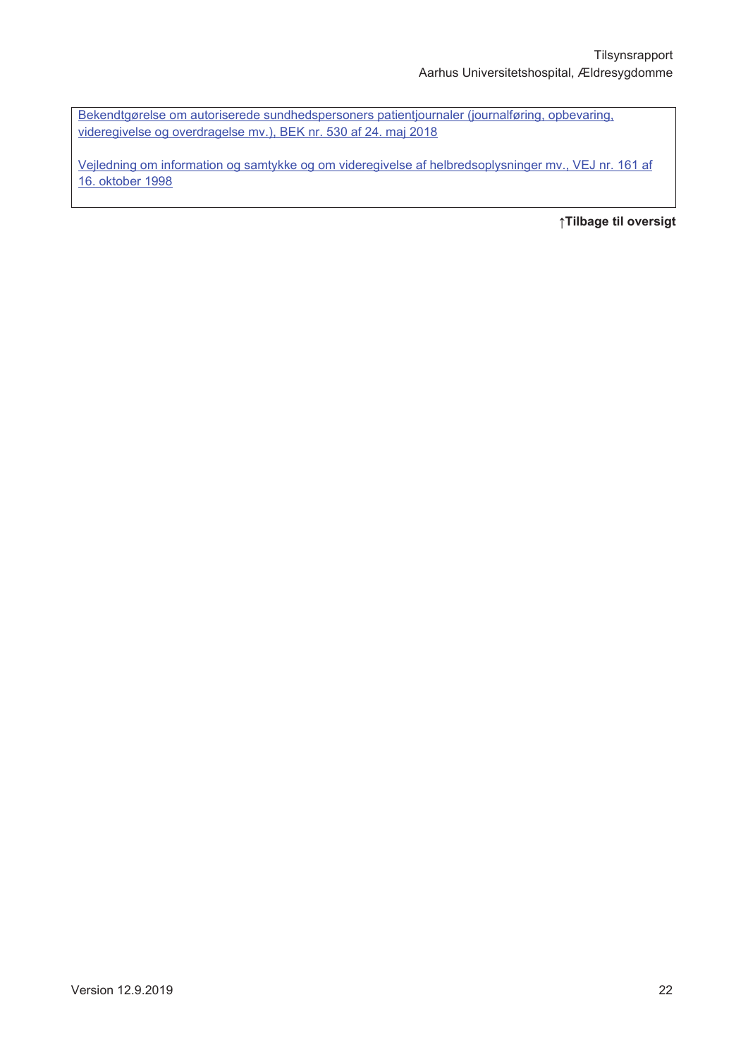Bekendtgørelse om autoriserede sundhedspersoners patientjournaler (journalføring, opbevaring, videregivelse og overdragelse mv.), BEK nr. 530 af 24. maj 2018

Vejledning om information og samtykke og om videregivelse af helbredsoplysninger mv., VEJ nr. 161 af 16. oktober 1998

**↑Tilbage til oversigt**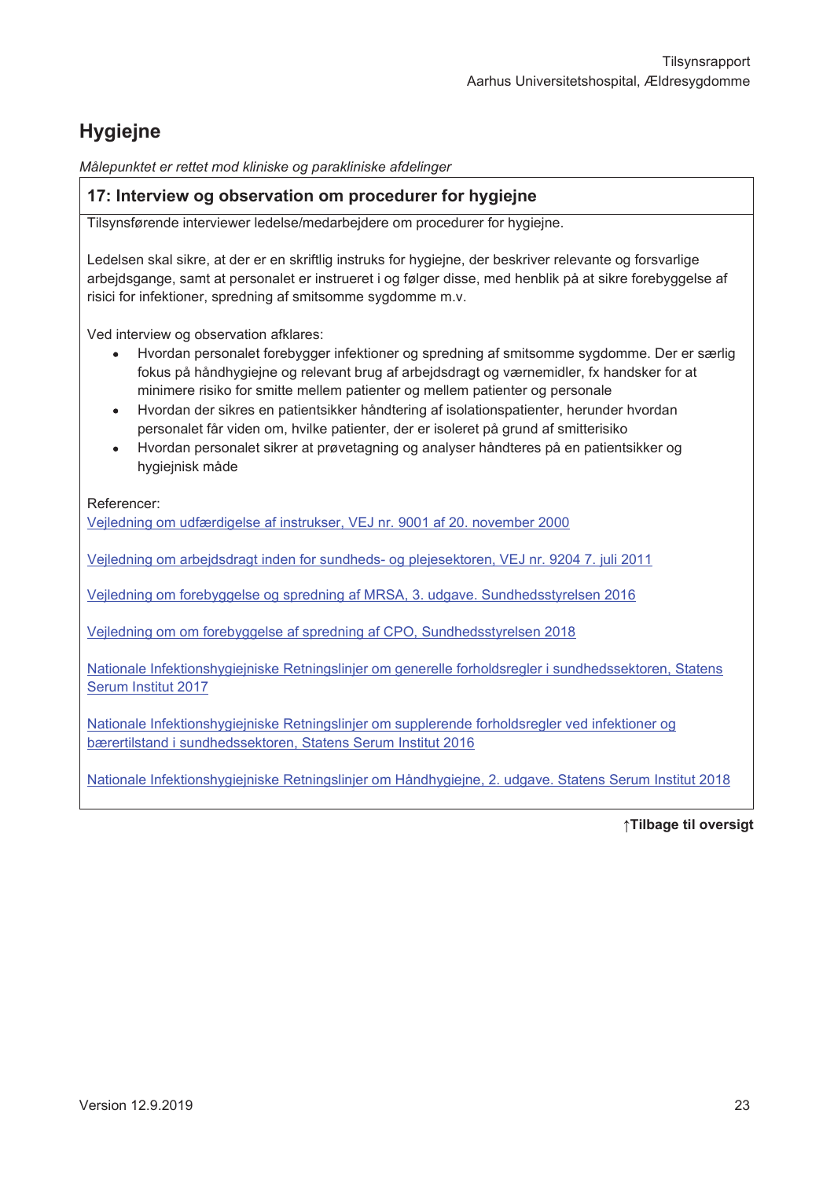## Hygiejne

*Målepunktet er rettet mod kliniske og parakliniske afdelinger*

### 17: Interview og observation om procedurer for hygiejne

Tilsynsførende interviewer ledelse/medarbejdere om procedurer for hygiejne.

Ledelsen skal sikre, at der er en skriftlig instruks for hygiejne, der beskriver relevante og forsvarlige arbejdsgange, samt at personalet er instrueret i og følger disse, med henblik på at sikre forebyggelse af risici for infektioner, spredning af smitsomme sygdomme m.v.

Ved interview og observation afklares:

- Hvordan personalet forebygger infektioner og spredning af smitsomme sygdomme. Der er særlig fokus på håndhygiejne og relevant brug af arbejdsdragt og værnemidler, fx handsker for at minimere risiko for smitte mellem patienter og mellem patienter og personale
- Hvordan der sikres en patientsikker håndtering af isolationspatienter, herunder hvordan personalet får viden om, hvilke patienter, der er isoleret på grund af smitterisiko
- Hvordan personalet sikrer at prøvetagning og analyser håndteres på en patientsikker og hygiejnisk måde

Referencer:

Vejledning om udfærdigelse af instrukser, VEJ nr. 9001 af 20. november 2000

Vejledning om arbejdsdragt inden for sundheds- og plejesektoren, VEJ nr. 9204 7. juli 2011

Vejledning om forebyggelse og spredning af MRSA, 3. udgave. Sundhedsstyrelsen 2016

Vejledning om om forebyggelse af spredning af CPO, Sundhedsstyrelsen 2018

Nationale Infektionshygiejniske Retningslinjer om generelle forholdsregler i sundhedssektoren, Statens Serum Institut 2017

Nationale Infektionshygiejniske Retningslinjer om supplerende forholdsregler ved infektioner og bærertilstand i sundhedssektoren, Statens Serum Institut 2016

Nationale Infektionshygiejniske Retningslinjer om Håndhygiejne, 2. udgave. Statens Serum Institut 2018

**↑Tilbage til oversigt**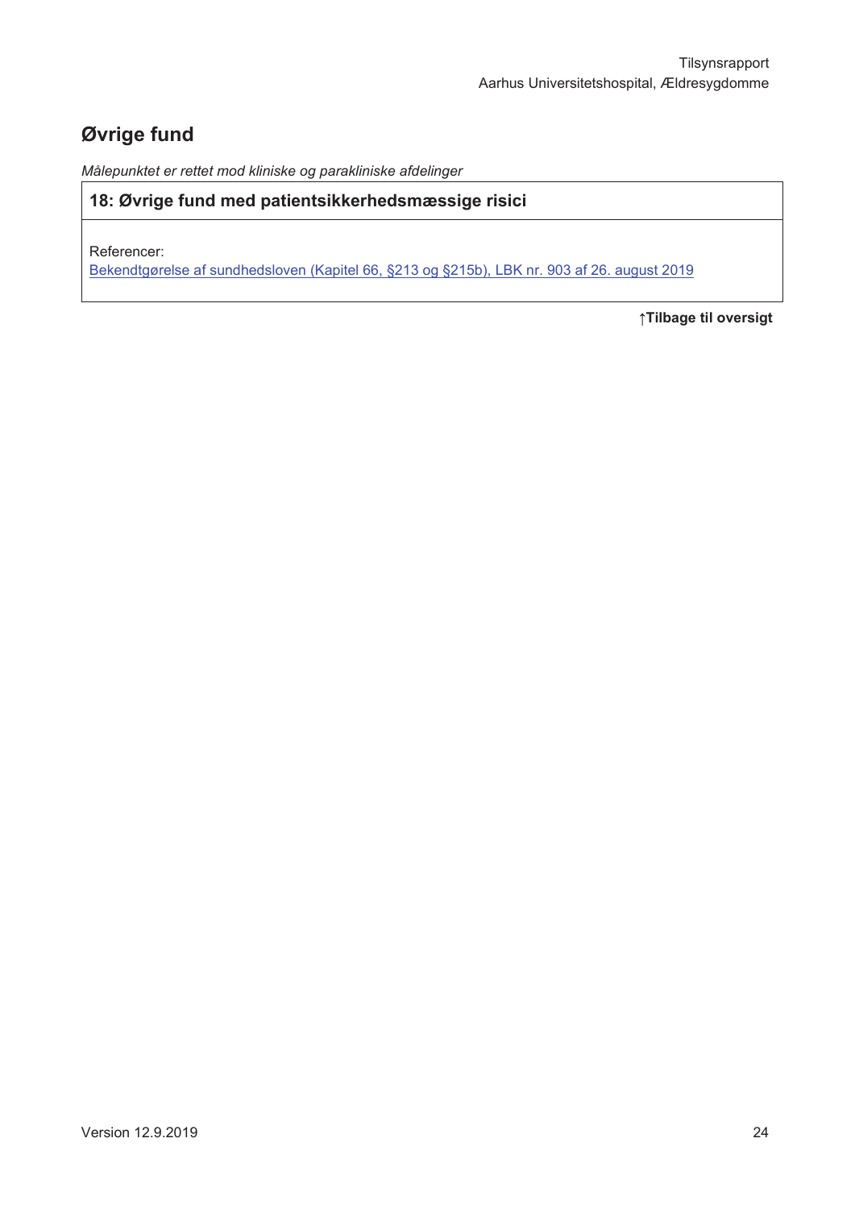## Øvrige fund

*Målepunktet er rettet mod kliniske og parakliniske afdelinger*

| 18: Øvrige fund med patientsikkerhedsmæssige risici |
|---|
| Referencer:<br>Bekendtgørelse af sundhedsloven (Kapitel 66, §213 og §215b), LBK nr. 903 af 26. august 2019 |

**↑Tilbage til oversigt**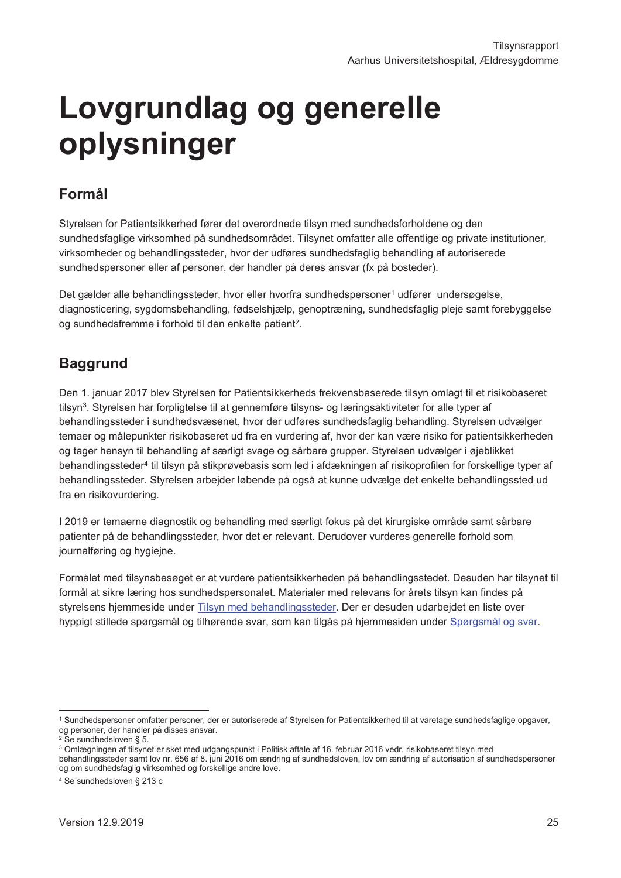# Lovgrundlag og generelle oplysninger

## Formål

Styrelsen for Patientsikkerhed fører det overordnede tilsyn med sundhedsforholdene og den sundhedsfaglige virksomhed på sundhedsområdet. Tilsynet omfatter alle offentlige og private institutioner, virksomheder og behandlingssteder, hvor der udføres sundhedsfaglig behandling af autoriserede sundhedspersoner eller af personer, der handler på deres ansvar (fx på bosteder).

Det gælder alle behandlingssteder, hvor eller hvorfra sundhedspersoner[1] udfører undersøgelse, diagnosticering, sygdomsbehandling, fødselshjælp, genoptræning, sundhedsfaglig pleje samt forebyggelse og sundhedsfremme i forhold til den enkelte patient[2].

## Baggrund

Den 1. januar 2017 blev Styrelsen for Patientsikkerheds frekvensbaserede tilsyn omlagt til et risikobaseret tilsyn[3]. Styrelsen har forpligtelse til at gennemføre tilsyns- og læringsaktiviteter for alle typer af behandlingssteder i sundhedsvæsenet, hvor der udføres sundhedsfaglig behandling. Styrelsen udvælger temaer og målepunkter risikobaseret ud fra en vurdering af, hvor der kan være risiko for patientsikkerheden og tager hensyn til behandling af særligt svage og sårbare grupper. Styrelsen udvælger i øjeblikket behandlingssteder[4] til tilsyn på stikprøvebasis som led i afdækningen af risikoprofilen for forskellige typer af behandlingssteder. Styrelsen arbejder løbende på også at kunne udvælge det enkelte behandlingssted ud fra en risikovurdering.

I 2019 er temaerne diagnostik og behandling med særligt fokus på det kirurgiske område samt sårbare patienter på de behandlingssteder, hvor det er relevant. Derudover vurderes generelle forhold som journalføring og hygiejne.

Formålet med tilsynsbesøget er at vurdere patientsikkerheden på behandlingsstedet. Desuden har tilsynet til formål at sikre læring hos sundhedspersonalet. Materialer med relevans for årets tilsyn kan findes på styrelsens hjemmeside under Tilsyn med behandlingssteder. Der er desuden udarbejdet en liste over hyppigt stillede spørgsmål og tilhørende svar, som kan tilgås på hjemmesiden under Spørgsmål og svar.

---

[1] Sundhedspersoner omfatter personer, der er autoriserede af Styrelsen for Patientsikkerhed til at varetage sundhedsfaglige opgaver, og personer, der handler på disses ansvar.

[2] Se sundhedsloven § 5.

[3] Omlægningen af tilsynet er sket med udgangspunkt i Politisk aftale af 16. februar 2016 vedr. risikobaseret tilsyn med behandlingssteder samt lov nr. 656 af 8. juni 2016 om ændring af sundhedsloven, lov om ændring af autorisation af sundhedspersoner og om sundhedsfaglig virksomhed og forskellige andre love.

[4] Se sundhedsloven § 213 c

Version 12.9.2019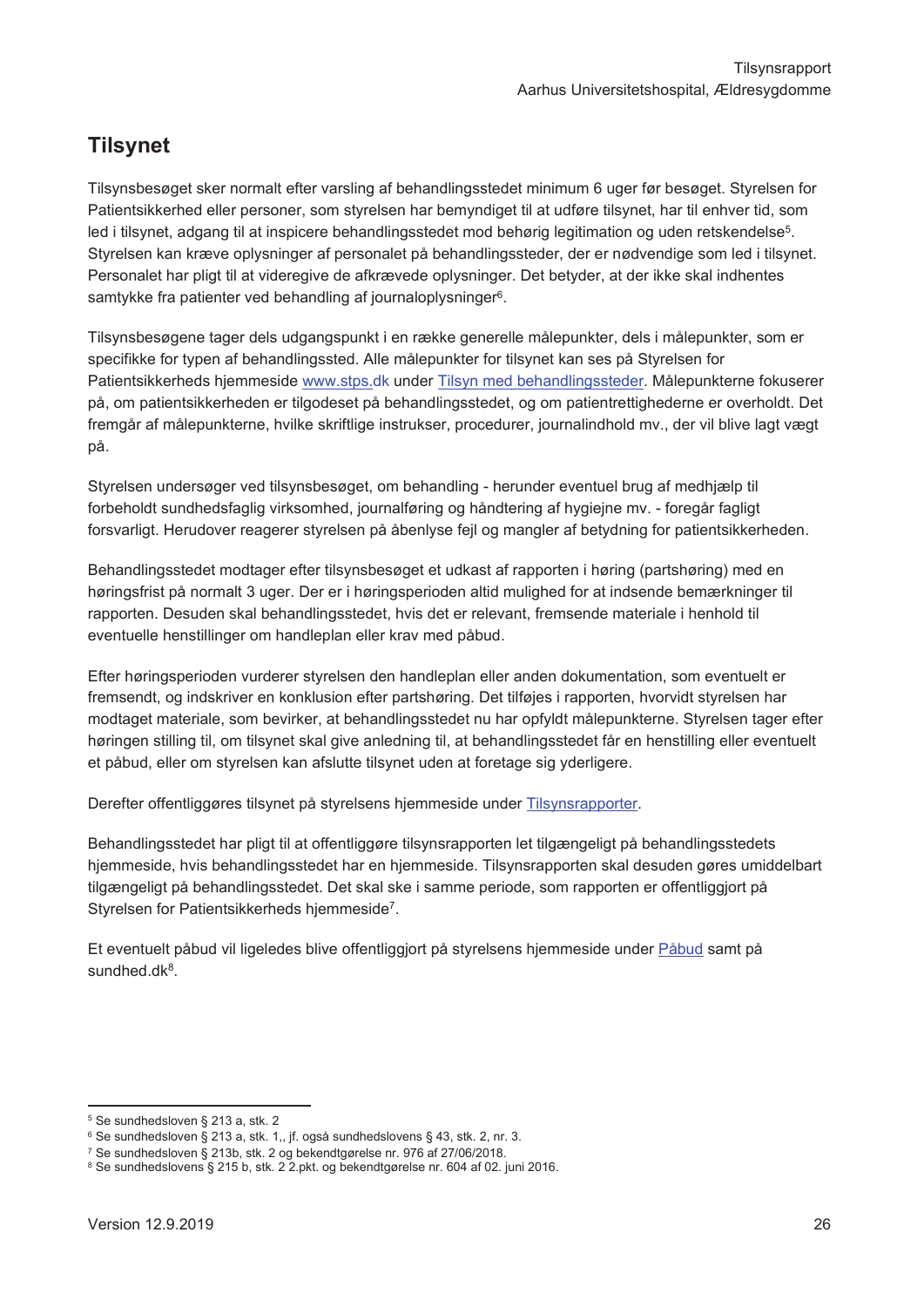## Tilsynet

Tilsynsbesøget sker normalt efter varsling af behandlingsstedet minimum 6 uger før besøget. Styrelsen for Patientsikkerhed eller personer, som styrelsen har bemyndiget til at udføre tilsynet, har til enhver tid, som led i tilsynet, adgang til at inspicere behandlingsstedet mod behørig legitimation og uden retskendelse[5]. Styrelsen kan kræve oplysninger af personalet på behandlingssteder, der er nødvendige som led i tilsynet. Personalet har pligt til at videregive de afkrævede oplysninger. Det betyder, at der ikke skal indhentes samtykke fra patienter ved behandling af journaloplysninger[6].

Tilsynsbesøgene tager dels udgangspunkt i en række generelle målepunkter, dels i målepunkter, som er specifikke for typen af behandlingssted. Alle målepunkter for tilsynet kan ses på Styrelsen for Patientsikkerheds hjemmeside www.stps.dk under Tilsyn med behandlingssteder. Målepunkterne fokuserer på, om patientsikkerheden er tilgodeset på behandlingsstedet, og om patientrettighederne er overholdt. Det fremgår af målepunkterne, hvilke skriftlige instrukser, procedurer, journalindhold mv., der vil blive lagt vægt på.

Styrelsen undersøger ved tilsynsbesøget, om behandling - herunder eventuel brug af medhjælp til forbeholdt sundhedsfaglig virksomhed, journalføring og håndtering af hygiejne mv. - foregår fagligt forsvarligt. Herudover reagerer styrelsen på åbenlyse fejl og mangler af betydning for patientsikkerheden.

Behandlingsstedet modtager efter tilsynsbesøget et udkast af rapporten i høring (partshøring) med en høringsfrist på normalt 3 uger. Der er i høringsperioden altid mulighed for at indsende bemærkninger til rapporten. Desuden skal behandlingsstedet, hvis det er relevant, fremsende materiale i henhold til eventuelle henstillinger om handleplan eller krav med påbud.

Efter høringsperioden vurderer styrelsen den handleplan eller anden dokumentation, som eventuelt er fremsendt, og indskriver en konklusion efter partshøring. Det tilføjes i rapporten, hvorvidt styrelsen har modtaget materiale, som bevirker, at behandlingsstedet nu har opfyldt målepunkterne. Styrelsen tager efter høringen stilling til, om tilsynet skal give anledning til, at behandlingsstedet får en henstilling eller eventuelt et påbud, eller om styrelsen kan afslutte tilsynet uden at foretage sig yderligere.

Derefter offentliggøres tilsynet på styrelsens hjemmeside under Tilsynsrapporter.

Behandlingsstedet har pligt til at offentliggøre tilsynsrapporten let tilgængeligt på behandlingsstedets hjemmeside, hvis behandlingsstedet har en hjemmeside. Tilsynsrapporten skal desuden gøres umiddelbart tilgængeligt på behandlingsstedet. Det skal ske i samme periode, som rapporten er offentliggjort på Styrelsen for Patientsikkerheds hjemmeside[7].

Et eventuelt påbud vil ligeledes blive offentliggjort på styrelsens hjemmeside under Påbud samt på sundhed.dk[8].

---

[5] Se sundhedsloven § 213 a, stk. 2

[6] Se sundhedsloven § 213 a, stk. 1,, jf. også sundhedslovens § 43, stk. 2, nr. 3.

[7] Se sundhedsloven § 213b, stk. 2 og bekendtgørelse nr. 976 af 27/06/2018.

[8] Se sundhedslovens § 215 b, stk. 2 2.pkt. og bekendtgørelse nr. 604 af 02. juni 2016.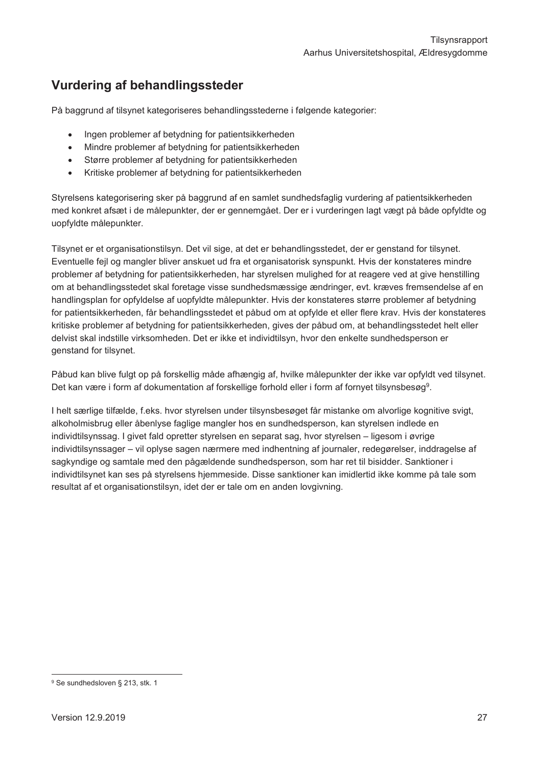## Vurdering af behandlingssteder

På baggrund af tilsynet kategoriseres behandlingsstederne i følgende kategorier:

- Ingen problemer af betydning for patientsikkerheden
- Mindre problemer af betydning for patientsikkerheden
- Større problemer af betydning for patientsikkerheden
- Kritiske problemer af betydning for patientsikkerheden

Styrelsens kategorisering sker på baggrund af en samlet sundhedsfaglig vurdering af patientsikkerheden med konkret afsæt i de målepunkter, der er gennemgået. Der er i vurderingen lagt vægt på både opfyldte og uopfyldte målepunkter.

Tilsynet er et organisationstilsyn. Det vil sige, at det er behandlingsstedet, der er genstand for tilsynet. Eventuelle fejl og mangler bliver anskuet ud fra et organisatorisk synspunkt. Hvis der konstateres mindre problemer af betydning for patientsikkerheden, har styrelsen mulighed for at reagere ved at give henstilling om at behandlingsstedet skal foretage visse sundhedsmæssige ændringer, evt. kræves fremsendelse af en handlingsplan for opfyldelse af uopfyldte målepunkter. Hvis der konstateres større problemer af betydning for patientsikkerheden, får behandlingsstedet et påbud om at opfylde et eller flere krav. Hvis der konstateres kritiske problemer af betydning for patientsikkerheden, gives der påbud om, at behandlingsstedet helt eller delvist skal indstille virksomheden. Det er ikke et individtilsyn, hvor den enkelte sundhedsperson er genstand for tilsynet.

Påbud kan blive fulgt op på forskellig måde afhængig af, hvilke målepunkter der ikke var opfyldt ved tilsynet. Det kan være i form af dokumentation af forskellige forhold eller i form af fornyet tilsynsbesøg[9].

I helt særlige tilfælde, f.eks. hvor styrelsen under tilsynsbesøget får mistanke om alvorlige kognitive svigt, alkoholmisbrug eller åbenlyse faglige mangler hos en sundhedsperson, kan styrelsen indlede en individtilsynssag. I givet fald opretter styrelsen en separat sag, hvor styrelsen – ligesom i øvrige individtilsynssager – vil oplyse sagen nærmere med indhentning af journaler, redegørelser, inddragelse af sagkyndige og samtale med den pågældende sundhedsperson, som har ret til bisidder. Sanktioner i individtilsynet kan ses på styrelsens hjemmeside. Disse sanktioner kan imidlertid ikke komme på tale som resultat af et organisationstilsyn, idet der er tale om en anden lovgivning.

[9] Se sundhedsloven § 213, stk. 1